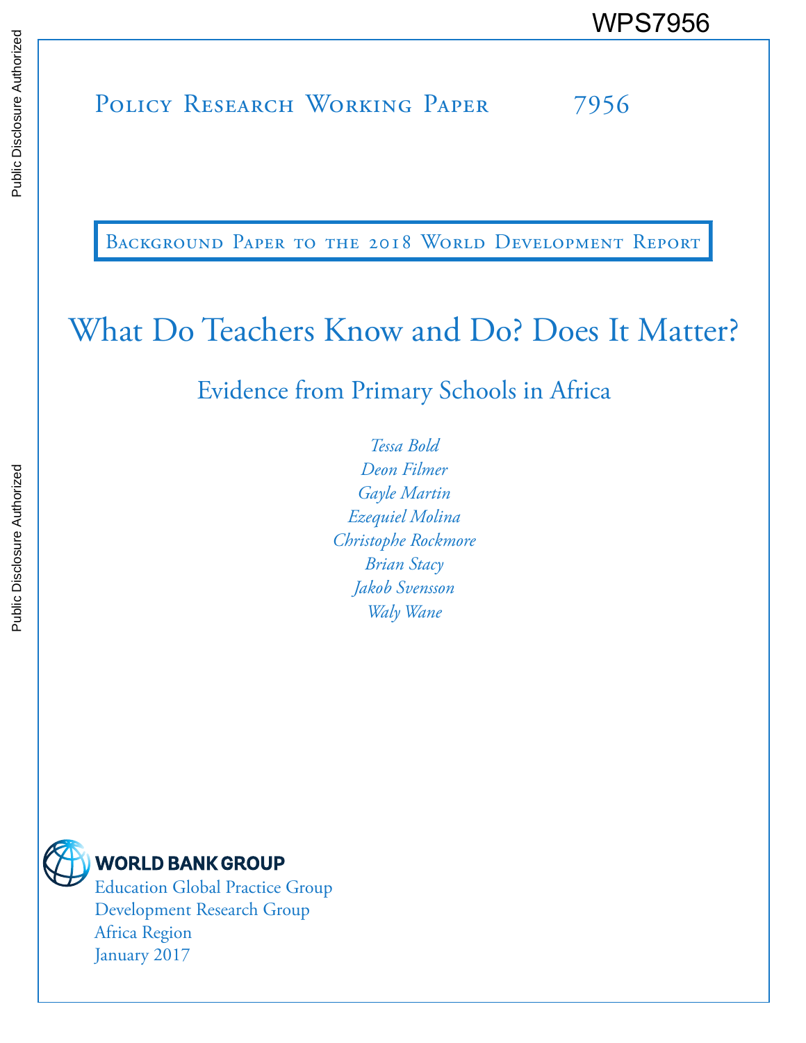WPS7956

Policy Research Working Paper 7956

Background Paper to the 2018 World Development Report

# What Do Teachers Know and Do? Does It Matter?

## Evidence from Primary Schools in Africa

*Tessa Bold*
*Deon Filmer*
*Gayle Martin*
*Ezequiel Molina*
*Christophe Rockmore*
*Brian Stacy*
*Jakob Svensson*
*Waly Wane*

WORLD BANK GROUP
Education Global Practice Group
Development Research Group
Africa Region
January 2017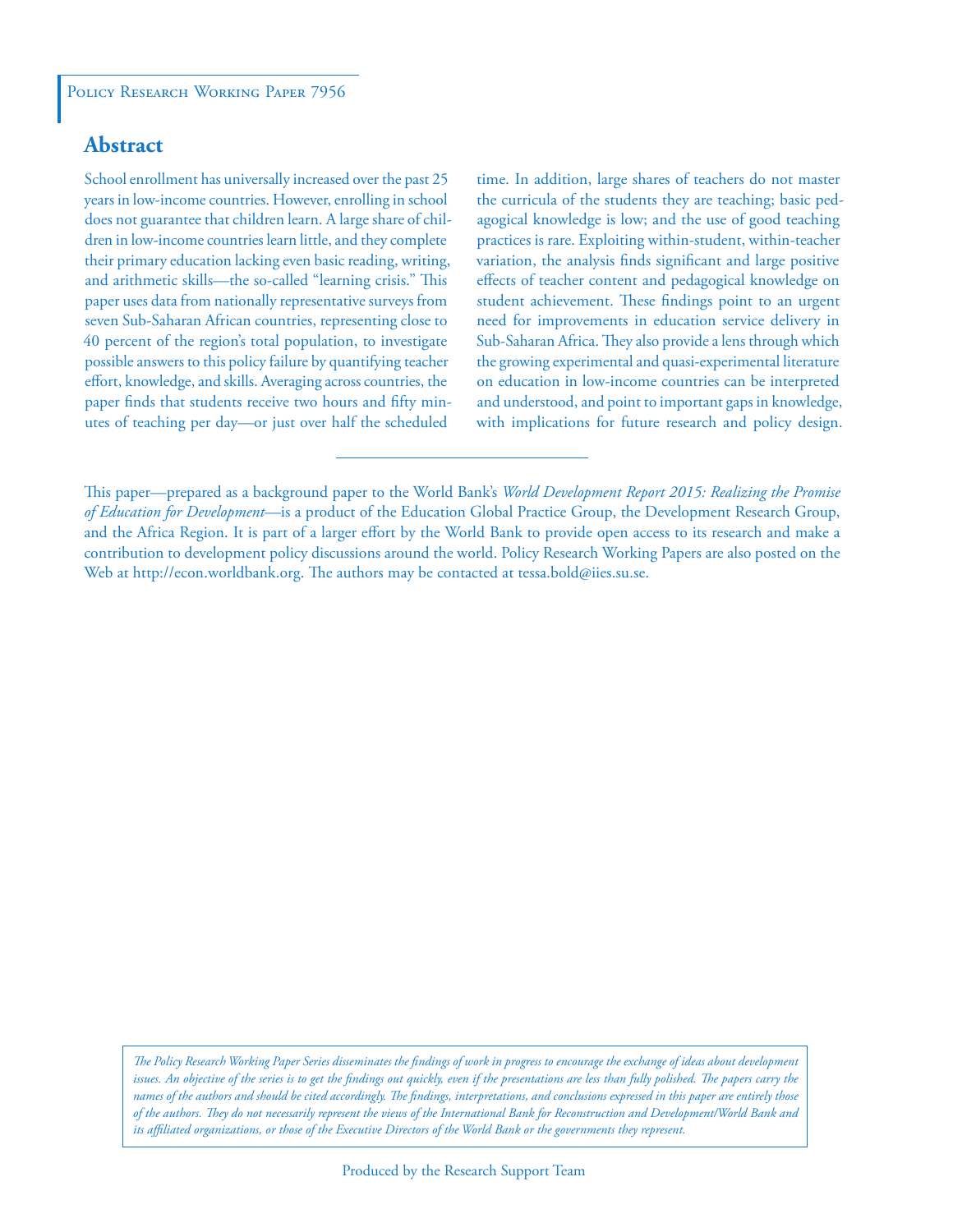Policy Research Working Paper 7956

## Abstract

School enrollment has universally increased over the past 25 years in low-income countries. However, enrolling in school does not guarantee that children learn. A large share of children in low-income countries learn little, and they complete their primary education lacking even basic reading, writing, and arithmetic skills—the so-called "learning crisis." This paper uses data from nationally representative surveys from seven Sub-Saharan African countries, representing close to 40 percent of the region's total population, to investigate possible answers to this policy failure by quantifying teacher effort, knowledge, and skills. Averaging across countries, the paper finds that students receive two hours and fifty minutes of teaching per day—or just over half the scheduled time. In addition, large shares of teachers do not master the curricula of the students they are teaching; basic pedagogical knowledge is low; and the use of good teaching practices is rare. Exploiting within-student, within-teacher variation, the analysis finds significant and large positive effects of teacher content and pedagogical knowledge on student achievement. These findings point to an urgent need for improvements in education service delivery in Sub-Saharan Africa. They also provide a lens through which the growing experimental and quasi-experimental literature on education in low-income countries can be interpreted and understood, and point to important gaps in knowledge, with implications for future research and policy design.

---

This paper—prepared as a background paper to the World Bank's *World Development Report 2015: Realizing the Promise of Education for Development*—is a product of the Education Global Practice Group, the Development Research Group, and the Africa Region. It is part of a larger effort by the World Bank to provide open access to its research and make a contribution to development policy discussions around the world. Policy Research Working Papers are also posted on the Web at http://econ.worldbank.org. The authors may be contacted at tessa.bold@iies.su.se.

*The Policy Research Working Paper Series disseminates the findings of work in progress to encourage the exchange of ideas about development issues. An objective of the series is to get the findings out quickly, even if the presentations are less than fully polished. The papers carry the names of the authors and should be cited accordingly. The findings, interpretations, and conclusions expressed in this paper are entirely those of the authors. They do not necessarily represent the views of the International Bank for Reconstruction and Development/World Bank and its affiliated organizations, or those of the Executive Directors of the World Bank or the governments they represent.*

Produced by the Research Support Team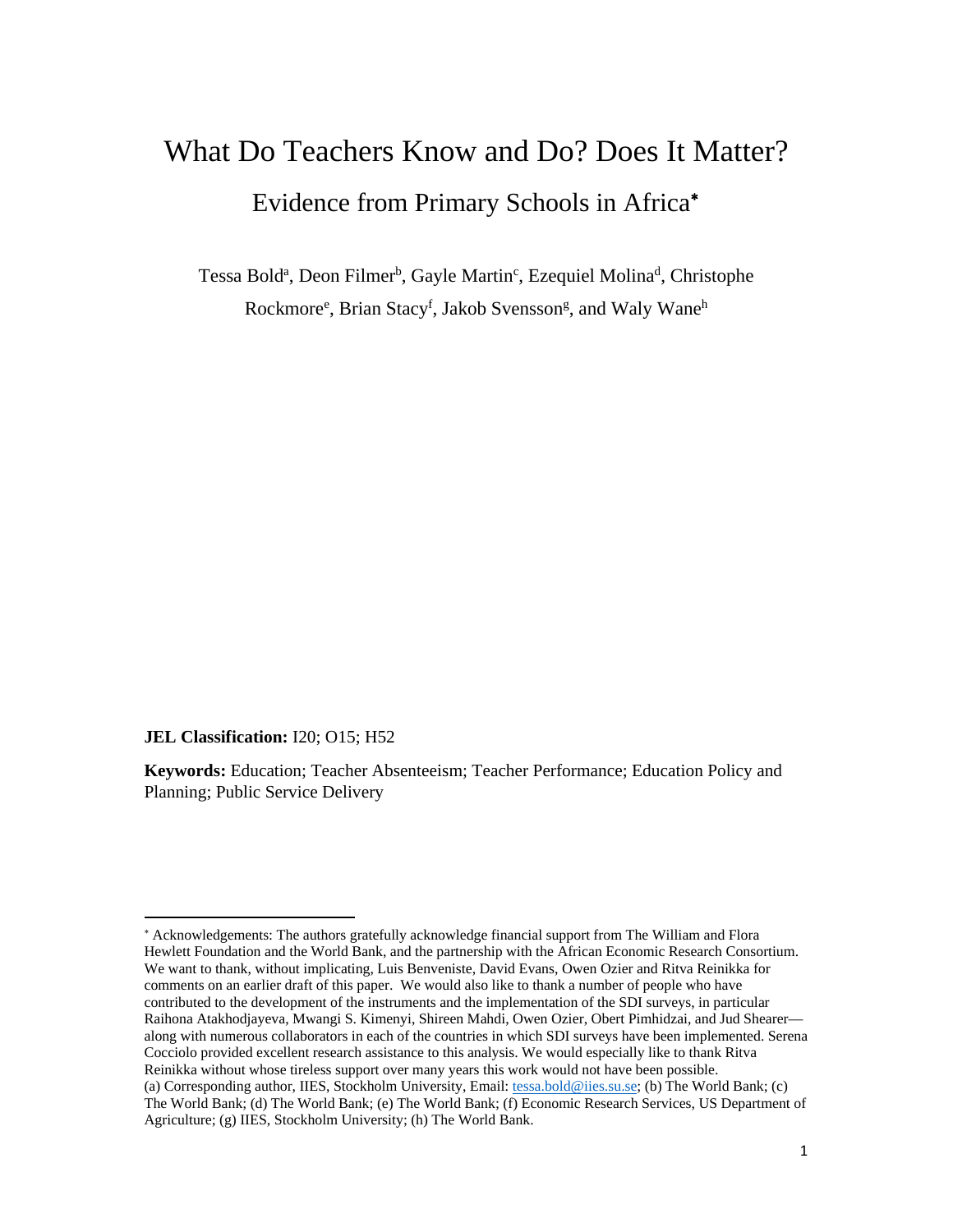# What Do Teachers Know and Do? Does It Matter?

## Evidence from Primary Schools in Africa*

Tessa Bold[a], Deon Filmer[b], Gayle Martin[c], Ezequiel Molina[d], Christophe Rockmore[e], Brian Stacy[f], Jakob Svensson[g], and Waly Wane[h]

**JEL Classification:** I20; O15; H52

**Keywords:** Education; Teacher Absenteeism; Teacher Performance; Education Policy and Planning; Public Service Delivery

---

* Acknowledgements: The authors gratefully acknowledge financial support from The William and Flora Hewlett Foundation and the World Bank, and the partnership with the African Economic Research Consortium. We want to thank, without implicating, Luis Benveniste, David Evans, Owen Ozier and Ritva Reinikka for comments on an earlier draft of this paper. We would also like to thank a number of people who have contributed to the development of the instruments and the implementation of the SDI surveys, in particular Raihona Atakhodjayeva, Mwangi S. Kimenyi, Shireen Mahdi, Owen Ozier, Obert Pimhidzai, and Jud Shearer—along with numerous collaborators in each of the countries in which SDI surveys have been implemented. Serena Cocciolo provided excellent research assistance to this analysis. We would especially like to thank Ritva Reinikka without whose tireless support over many years this work would not have been possible.
(a) Corresponding author, IIES, Stockholm University, Email: tessa.bold@iies.su.se; (b) The World Bank; (c) The World Bank; (d) The World Bank; (e) The World Bank; (f) Economic Research Services, US Department of Agriculture; (g) IIES, Stockholm University; (h) The World Bank.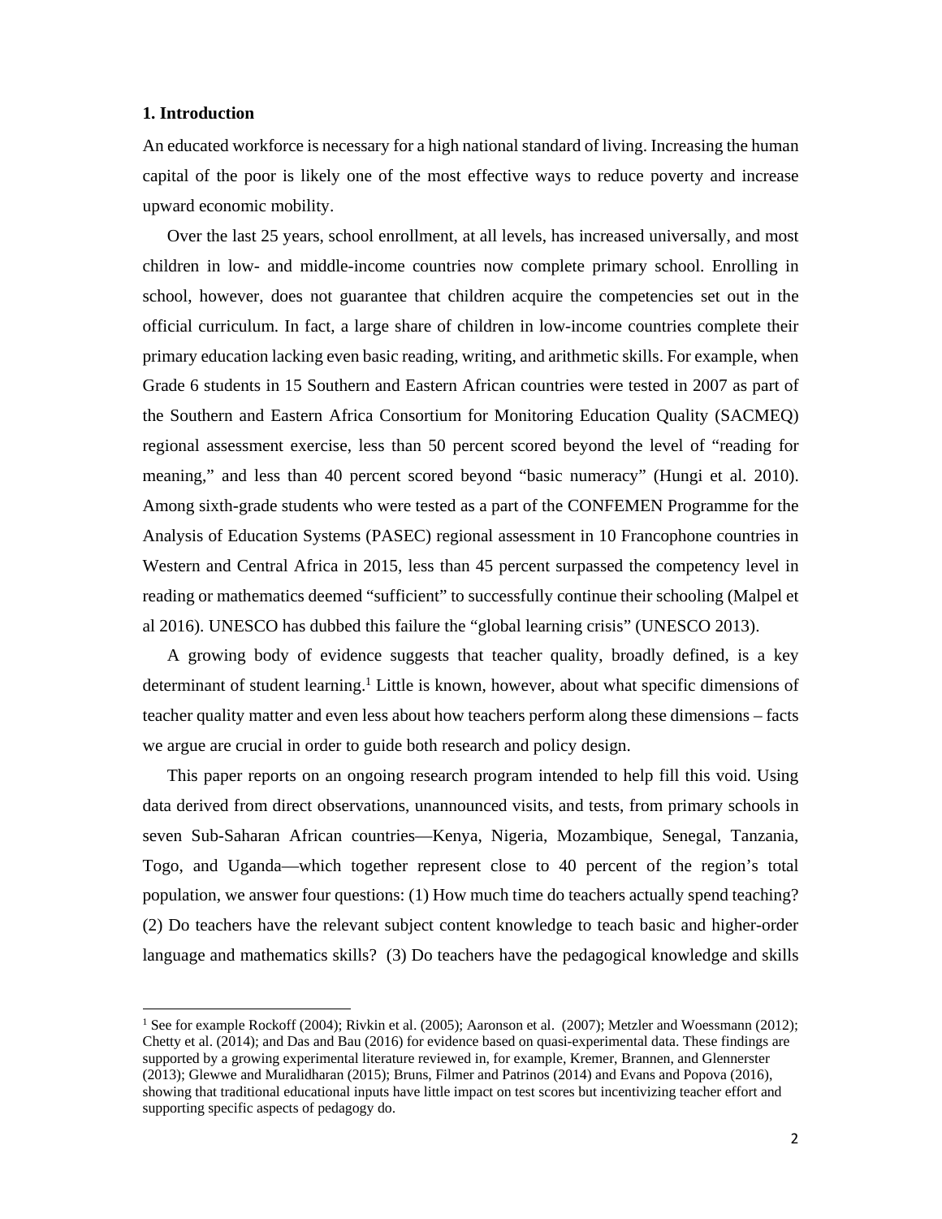## 1. Introduction

An educated workforce is necessary for a high national standard of living. Increasing the human capital of the poor is likely one of the most effective ways to reduce poverty and increase upward economic mobility.

Over the last 25 years, school enrollment, at all levels, has increased universally, and most children in low- and middle-income countries now complete primary school. Enrolling in school, however, does not guarantee that children acquire the competencies set out in the official curriculum. In fact, a large share of children in low-income countries complete their primary education lacking even basic reading, writing, and arithmetic skills. For example, when Grade 6 students in 15 Southern and Eastern African countries were tested in 2007 as part of the Southern and Eastern Africa Consortium for Monitoring Education Quality (SACMEQ) regional assessment exercise, less than 50 percent scored beyond the level of "reading for meaning," and less than 40 percent scored beyond "basic numeracy" (Hungi et al. 2010). Among sixth-grade students who were tested as a part of the CONFEMEN Programme for the Analysis of Education Systems (PASEC) regional assessment in 10 Francophone countries in Western and Central Africa in 2015, less than 45 percent surpassed the competency level in reading or mathematics deemed "sufficient" to successfully continue their schooling (Malpel et al 2016). UNESCO has dubbed this failure the "global learning crisis" (UNESCO 2013).

A growing body of evidence suggests that teacher quality, broadly defined, is a key determinant of student learning.[1] Little is known, however, about what specific dimensions of teacher quality matter and even less about how teachers perform along these dimensions – facts we argue are crucial in order to guide both research and policy design.

This paper reports on an ongoing research program intended to help fill this void. Using data derived from direct observations, unannounced visits, and tests, from primary schools in seven Sub-Saharan African countries—Kenya, Nigeria, Mozambique, Senegal, Tanzania, Togo, and Uganda—which together represent close to 40 percent of the region's total population, we answer four questions: (1) How much time do teachers actually spend teaching? (2) Do teachers have the relevant subject content knowledge to teach basic and higher-order language and mathematics skills? (3) Do teachers have the pedagogical knowledge and skills

[1] See for example Rockoff (2004); Rivkin et al. (2005); Aaronson et al. (2007); Metzler and Woessmann (2012); Chetty et al. (2014); and Das and Bau (2016) for evidence based on quasi-experimental data. These findings are supported by a growing experimental literature reviewed in, for example, Kremer, Brannen, and Glennerster (2013); Glewwe and Muralidharan (2015); Bruns, Filmer and Patrinos (2014) and Evans and Popova (2016), showing that traditional educational inputs have little impact on test scores but incentivizing teacher effort and supporting specific aspects of pedagogy do.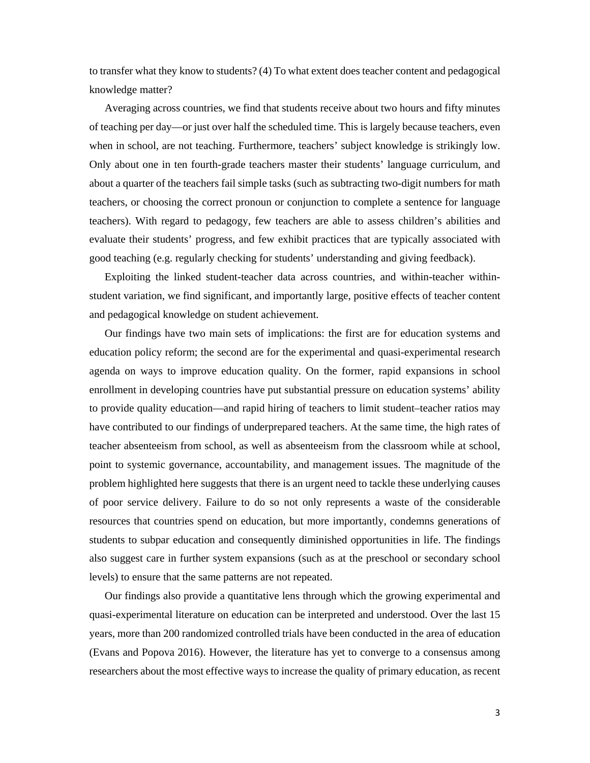to transfer what they know to students? (4) To what extent does teacher content and pedagogical knowledge matter?

Averaging across countries, we find that students receive about two hours and fifty minutes of teaching per day—or just over half the scheduled time. This is largely because teachers, even when in school, are not teaching. Furthermore, teachers' subject knowledge is strikingly low. Only about one in ten fourth-grade teachers master their students' language curriculum, and about a quarter of the teachers fail simple tasks (such as subtracting two-digit numbers for math teachers, or choosing the correct pronoun or conjunction to complete a sentence for language teachers). With regard to pedagogy, few teachers are able to assess children's abilities and evaluate their students' progress, and few exhibit practices that are typically associated with good teaching (e.g. regularly checking for students' understanding and giving feedback).

Exploiting the linked student-teacher data across countries, and within-teacher within-student variation, we find significant, and importantly large, positive effects of teacher content and pedagogical knowledge on student achievement.

Our findings have two main sets of implications: the first are for education systems and education policy reform; the second are for the experimental and quasi-experimental research agenda on ways to improve education quality. On the former, rapid expansions in school enrollment in developing countries have put substantial pressure on education systems' ability to provide quality education—and rapid hiring of teachers to limit student–teacher ratios may have contributed to our findings of underprepared teachers. At the same time, the high rates of teacher absenteeism from school, as well as absenteeism from the classroom while at school, point to systemic governance, accountability, and management issues. The magnitude of the problem highlighted here suggests that there is an urgent need to tackle these underlying causes of poor service delivery. Failure to do so not only represents a waste of the considerable resources that countries spend on education, but more importantly, condemns generations of students to subpar education and consequently diminished opportunities in life. The findings also suggest care in further system expansions (such as at the preschool or secondary school levels) to ensure that the same patterns are not repeated.

Our findings also provide a quantitative lens through which the growing experimental and quasi-experimental literature on education can be interpreted and understood. Over the last 15 years, more than 200 randomized controlled trials have been conducted in the area of education (Evans and Popova 2016). However, the literature has yet to converge to a consensus among researchers about the most effective ways to increase the quality of primary education, as recent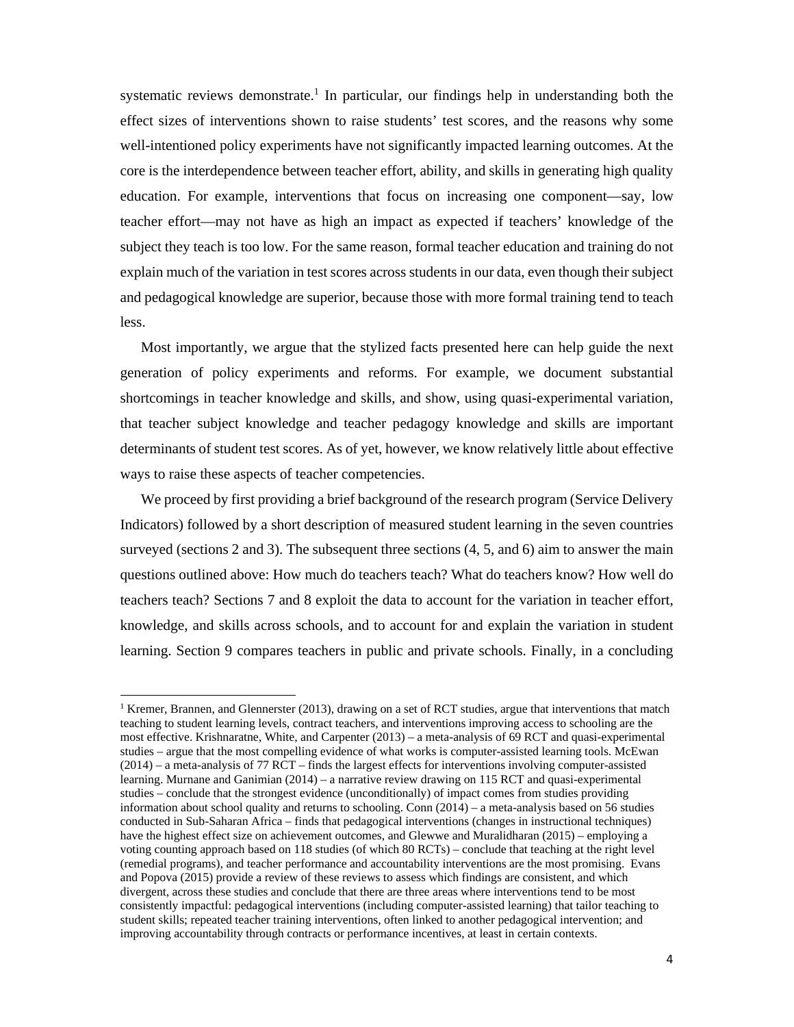systematic reviews demonstrate.[1] In particular, our findings help in understanding both the effect sizes of interventions shown to raise students' test scores, and the reasons why some well-intentioned policy experiments have not significantly impacted learning outcomes. At the core is the interdependence between teacher effort, ability, and skills in generating high quality education. For example, interventions that focus on increasing one component—say, low teacher effort—may not have as high an impact as expected if teachers' knowledge of the subject they teach is too low. For the same reason, formal teacher education and training do not explain much of the variation in test scores across students in our data, even though their subject and pedagogical knowledge are superior, because those with more formal training tend to teach less.

Most importantly, we argue that the stylized facts presented here can help guide the next generation of policy experiments and reforms. For example, we document substantial shortcomings in teacher knowledge and skills, and show, using quasi-experimental variation, that teacher subject knowledge and teacher pedagogy knowledge and skills are important determinants of student test scores. As of yet, however, we know relatively little about effective ways to raise these aspects of teacher competencies.

We proceed by first providing a brief background of the research program (Service Delivery Indicators) followed by a short description of measured student learning in the seven countries surveyed (sections 2 and 3). The subsequent three sections (4, 5, and 6) aim to answer the main questions outlined above: How much do teachers teach? What do teachers know? How well do teachers teach? Sections 7 and 8 exploit the data to account for the variation in teacher effort, knowledge, and skills across schools, and to account for and explain the variation in student learning. Section 9 compares teachers in public and private schools. Finally, in a concluding

[1] Kremer, Brannen, and Glennerster (2013), drawing on a set of RCT studies, argue that interventions that match teaching to student learning levels, contract teachers, and interventions improving access to schooling are the most effective. Krishnaratne, White, and Carpenter (2013) – a meta-analysis of 69 RCT and quasi-experimental studies – argue that the most compelling evidence of what works is computer-assisted learning tools. McEwan (2014) – a meta-analysis of 77 RCT – finds the largest effects for interventions involving computer-assisted learning. Murnane and Ganimian (2014) – a narrative review drawing on 115 RCT and quasi-experimental studies – conclude that the strongest evidence (unconditionally) of impact comes from studies providing information about school quality and returns to schooling. Conn (2014) – a meta-analysis based on 56 studies conducted in Sub-Saharan Africa – finds that pedagogical interventions (changes in instructional techniques) have the highest effect size on achievement outcomes, and Glewwe and Muralidharan (2015) – employing a voting counting approach based on 118 studies (of which 80 RCTs) – conclude that teaching at the right level (remedial programs), and teacher performance and accountability interventions are the most promising. Evans and Popova (2015) provide a review of these reviews to assess which findings are consistent, and which divergent, across these studies and conclude that there are three areas where interventions tend to be most consistently impactful: pedagogical interventions (including computer-assisted learning) that tailor teaching to student skills; repeated teacher training interventions, often linked to another pedagogical intervention; and improving accountability through contracts or performance incentives, at least in certain contexts.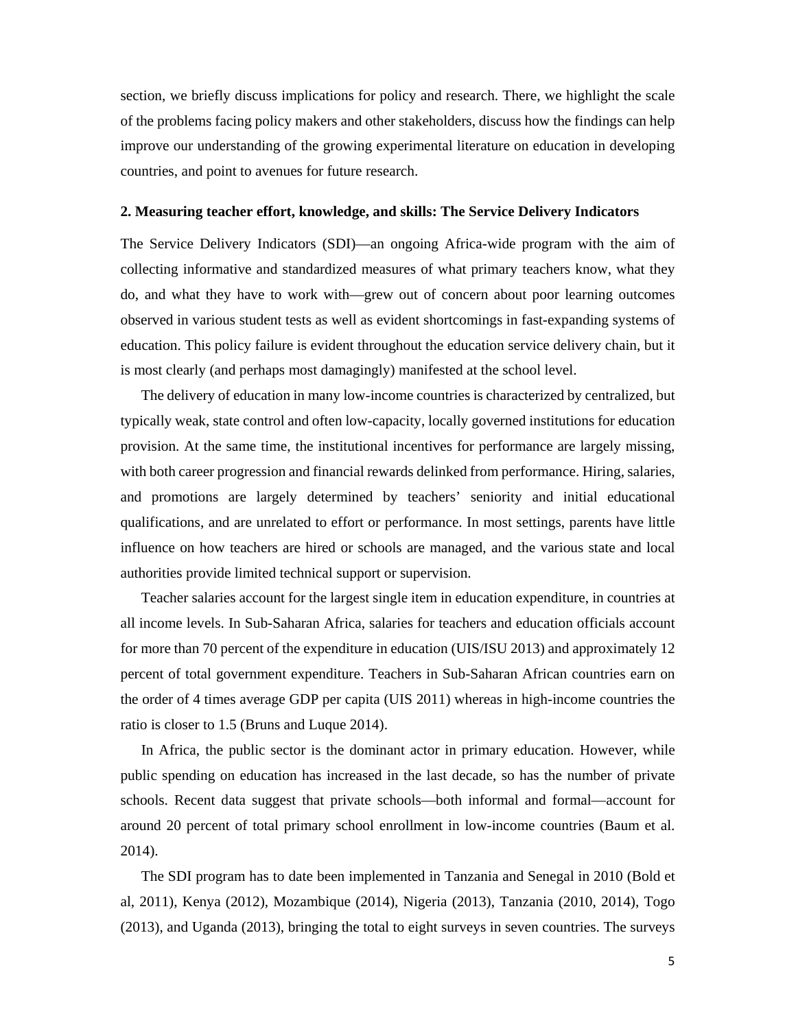section, we briefly discuss implications for policy and research. There, we highlight the scale of the problems facing policy makers and other stakeholders, discuss how the findings can help improve our understanding of the growing experimental literature on education in developing countries, and point to avenues for future research.

## 2. Measuring teacher effort, knowledge, and skills: The Service Delivery Indicators

The Service Delivery Indicators (SDI)—an ongoing Africa-wide program with the aim of collecting informative and standardized measures of what primary teachers know, what they do, and what they have to work with—grew out of concern about poor learning outcomes observed in various student tests as well as evident shortcomings in fast-expanding systems of education. This policy failure is evident throughout the education service delivery chain, but it is most clearly (and perhaps most damagingly) manifested at the school level.

The delivery of education in many low-income countries is characterized by centralized, but typically weak, state control and often low-capacity, locally governed institutions for education provision. At the same time, the institutional incentives for performance are largely missing, with both career progression and financial rewards delinked from performance. Hiring, salaries, and promotions are largely determined by teachers' seniority and initial educational qualifications, and are unrelated to effort or performance. In most settings, parents have little influence on how teachers are hired or schools are managed, and the various state and local authorities provide limited technical support or supervision.

Teacher salaries account for the largest single item in education expenditure, in countries at all income levels. In Sub-Saharan Africa, salaries for teachers and education officials account for more than 70 percent of the expenditure in education (UIS/ISU 2013) and approximately 12 percent of total government expenditure. Teachers in Sub-Saharan African countries earn on the order of 4 times average GDP per capita (UIS 2011) whereas in high-income countries the ratio is closer to 1.5 (Bruns and Luque 2014).

In Africa, the public sector is the dominant actor in primary education. However, while public spending on education has increased in the last decade, so has the number of private schools. Recent data suggest that private schools—both informal and formal—account for around 20 percent of total primary school enrollment in low-income countries (Baum et al. 2014).

The SDI program has to date been implemented in Tanzania and Senegal in 2010 (Bold et al, 2011), Kenya (2012), Mozambique (2014), Nigeria (2013), Tanzania (2010, 2014), Togo (2013), and Uganda (2013), bringing the total to eight surveys in seven countries. The surveys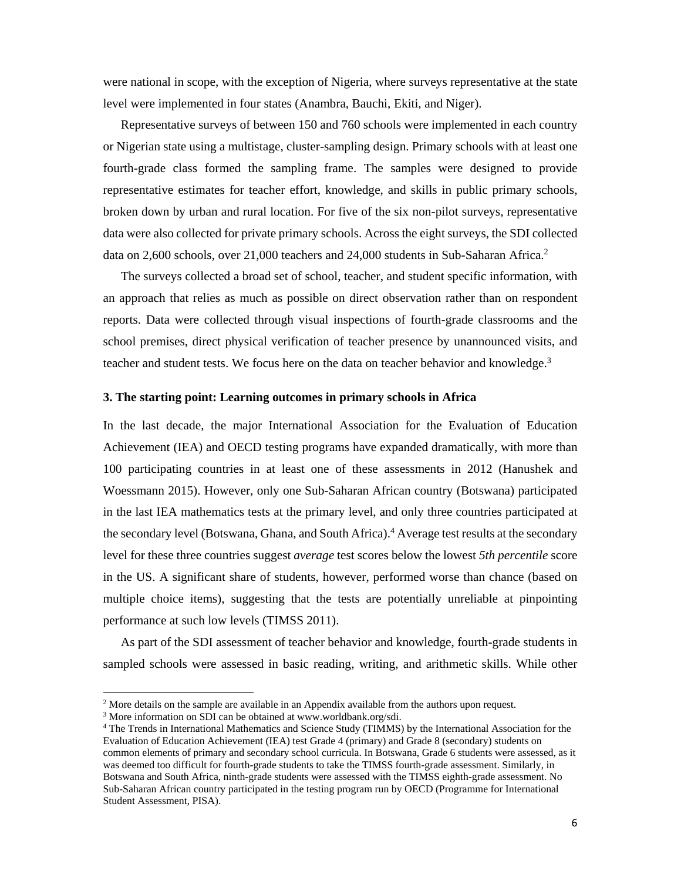were national in scope, with the exception of Nigeria, where surveys representative at the state level were implemented in four states (Anambra, Bauchi, Ekiti, and Niger).

Representative surveys of between 150 and 760 schools were implemented in each country or Nigerian state using a multistage, cluster-sampling design. Primary schools with at least one fourth-grade class formed the sampling frame. The samples were designed to provide representative estimates for teacher effort, knowledge, and skills in public primary schools, broken down by urban and rural location. For five of the six non-pilot surveys, representative data were also collected for private primary schools. Across the eight surveys, the SDI collected data on 2,600 schools, over 21,000 teachers and 24,000 students in Sub-Saharan Africa.[2]

The surveys collected a broad set of school, teacher, and student specific information, with an approach that relies as much as possible on direct observation rather than on respondent reports. Data were collected through visual inspections of fourth-grade classrooms and the school premises, direct physical verification of teacher presence by unannounced visits, and teacher and student tests. We focus here on the data on teacher behavior and knowledge.[3]

### 3. The starting point: Learning outcomes in primary schools in Africa

In the last decade, the major International Association for the Evaluation of Education Achievement (IEA) and OECD testing programs have expanded dramatically, with more than 100 participating countries in at least one of these assessments in 2012 (Hanushek and Woessmann 2015). However, only one Sub-Saharan African country (Botswana) participated in the last IEA mathematics tests at the primary level, and only three countries participated at the secondary level (Botswana, Ghana, and South Africa).[4] Average test results at the secondary level for these three countries suggest *average* test scores below the lowest *5th percentile* score in the US. A significant share of students, however, performed worse than chance (based on multiple choice items), suggesting that the tests are potentially unreliable at pinpointing performance at such low levels (TIMSS 2011).

As part of the SDI assessment of teacher behavior and knowledge, fourth-grade students in sampled schools were assessed in basic reading, writing, and arithmetic skills. While other

---

[2] More details on the sample are available in an Appendix available from the authors upon request.

[3] More information on SDI can be obtained at www.worldbank.org/sdi.

[4] The Trends in International Mathematics and Science Study (TIMMS) by the International Association for the Evaluation of Education Achievement (IEA) test Grade 4 (primary) and Grade 8 (secondary) students on common elements of primary and secondary school curricula. In Botswana, Grade 6 students were assessed, as it was deemed too difficult for fourth-grade students to take the TIMSS fourth-grade assessment. Similarly, in Botswana and South Africa, ninth-grade students were assessed with the TIMSS eighth-grade assessment. No Sub-Saharan African country participated in the testing program run by OECD (Programme for International Student Assessment, PISA).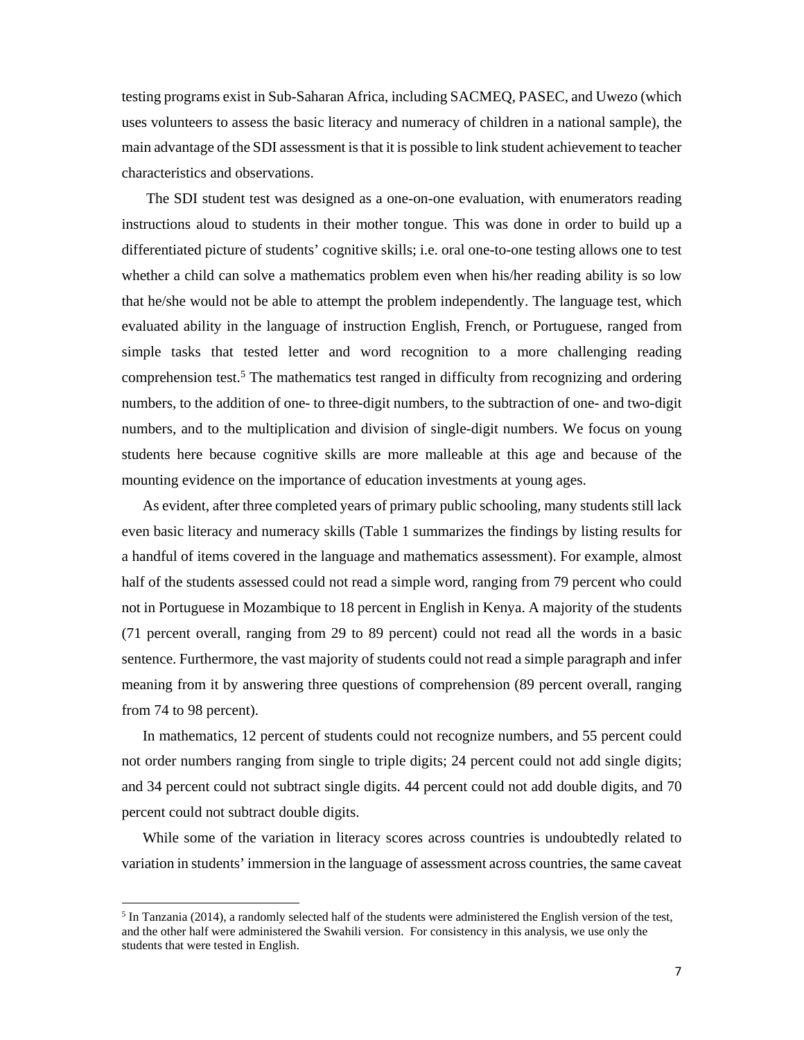testing programs exist in Sub-Saharan Africa, including SACMEQ, PASEC, and Uwezo (which uses volunteers to assess the basic literacy and numeracy of children in a national sample), the main advantage of the SDI assessment is that it is possible to link student achievement to teacher characteristics and observations.

The SDI student test was designed as a one-on-one evaluation, with enumerators reading instructions aloud to students in their mother tongue. This was done in order to build up a differentiated picture of students' cognitive skills; i.e. oral one-to-one testing allows one to test whether a child can solve a mathematics problem even when his/her reading ability is so low that he/she would not be able to attempt the problem independently. The language test, which evaluated ability in the language of instruction English, French, or Portuguese, ranged from simple tasks that tested letter and word recognition to a more challenging reading comprehension test.[5] The mathematics test ranged in difficulty from recognizing and ordering numbers, to the addition of one- to three-digit numbers, to the subtraction of one- and two-digit numbers, and to the multiplication and division of single-digit numbers. We focus on young students here because cognitive skills are more malleable at this age and because of the mounting evidence on the importance of education investments at young ages.

As evident, after three completed years of primary public schooling, many students still lack even basic literacy and numeracy skills (Table 1 summarizes the findings by listing results for a handful of items covered in the language and mathematics assessment). For example, almost half of the students assessed could not read a simple word, ranging from 79 percent who could not in Portuguese in Mozambique to 18 percent in English in Kenya. A majority of the students (71 percent overall, ranging from 29 to 89 percent) could not read all the words in a basic sentence. Furthermore, the vast majority of students could not read a simple paragraph and infer meaning from it by answering three questions of comprehension (89 percent overall, ranging from 74 to 98 percent).

In mathematics, 12 percent of students could not recognize numbers, and 55 percent could not order numbers ranging from single to triple digits; 24 percent could not add single digits; and 34 percent could not subtract single digits. 44 percent could not add double digits, and 70 percent could not subtract double digits.

While some of the variation in literacy scores across countries is undoubtedly related to variation in students' immersion in the language of assessment across countries, the same caveat

[5] In Tanzania (2014), a randomly selected half of the students were administered the English version of the test, and the other half were administered the Swahili version. For consistency in this analysis, we use only the students that were tested in English.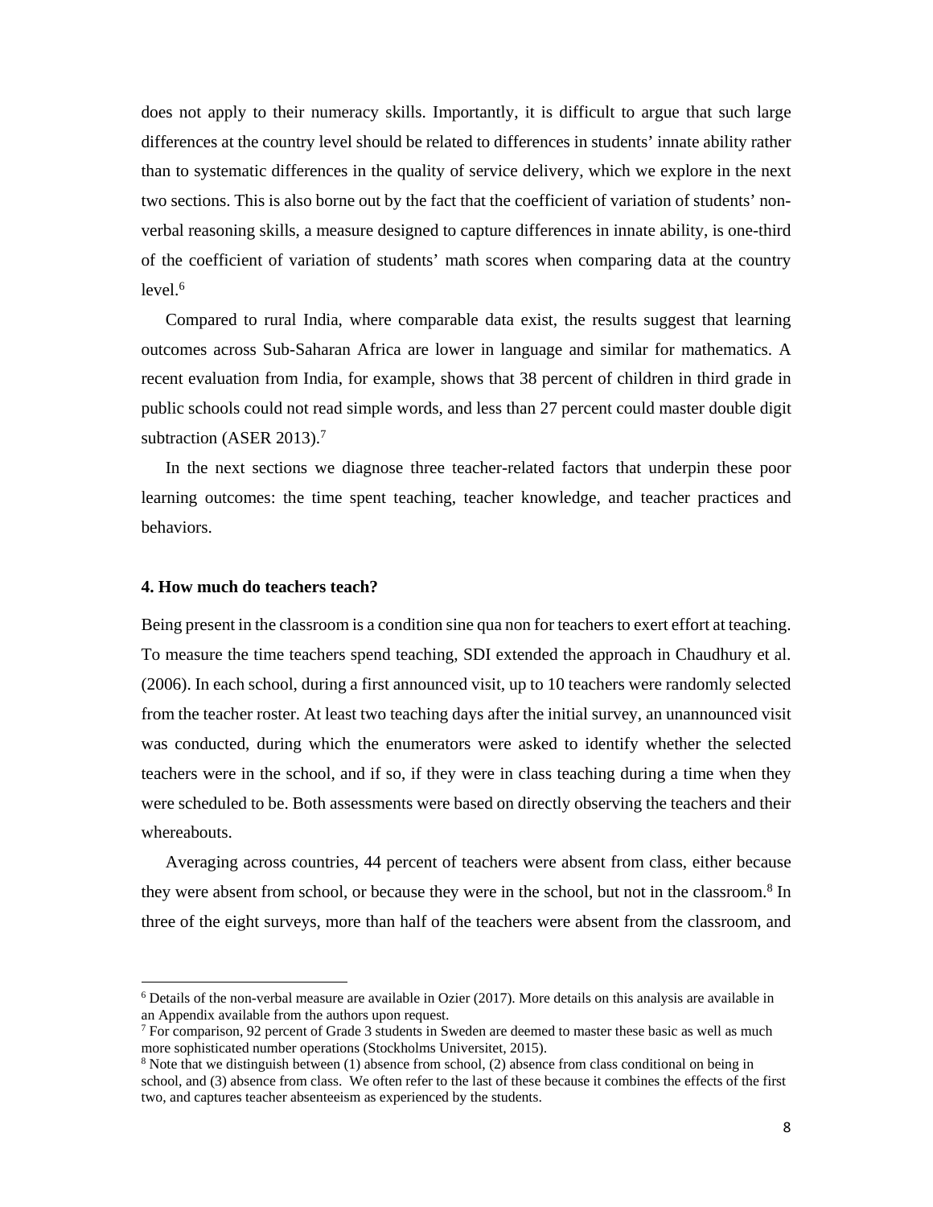does not apply to their numeracy skills. Importantly, it is difficult to argue that such large differences at the country level should be related to differences in students' innate ability rather than to systematic differences in the quality of service delivery, which we explore in the next two sections. This is also borne out by the fact that the coefficient of variation of students' non-verbal reasoning skills, a measure designed to capture differences in innate ability, is one-third of the coefficient of variation of students' math scores when comparing data at the country level.[6]

Compared to rural India, where comparable data exist, the results suggest that learning outcomes across Sub-Saharan Africa are lower in language and similar for mathematics. A recent evaluation from India, for example, shows that 38 percent of children in third grade in public schools could not read simple words, and less than 27 percent could master double digit subtraction (ASER 2013).[7]

In the next sections we diagnose three teacher-related factors that underpin these poor learning outcomes: the time spent teaching, teacher knowledge, and teacher practices and behaviors.

### 4. How much do teachers teach?

Being present in the classroom is a condition sine qua non for teachers to exert effort at teaching. To measure the time teachers spend teaching, SDI extended the approach in Chaudhury et al. (2006). In each school, during a first announced visit, up to 10 teachers were randomly selected from the teacher roster. At least two teaching days after the initial survey, an unannounced visit was conducted, during which the enumerators were asked to identify whether the selected teachers were in the school, and if so, if they were in class teaching during a time when they were scheduled to be. Both assessments were based on directly observing the teachers and their whereabouts.

Averaging across countries, 44 percent of teachers were absent from class, either because they were absent from school, or because they were in the school, but not in the classroom.[8] In three of the eight surveys, more than half of the teachers were absent from the classroom, and

---

[6] Details of the non-verbal measure are available in Ozier (2017). More details on this analysis are available in an Appendix available from the authors upon request.

[7] For comparison, 92 percent of Grade 3 students in Sweden are deemed to master these basic as well as much more sophisticated number operations (Stockholms Universitet, 2015).

[8] Note that we distinguish between (1) absence from school, (2) absence from class conditional on being in school, and (3) absence from class. We often refer to the last of these because it combines the effects of the first two, and captures teacher absenteeism as experienced by the students.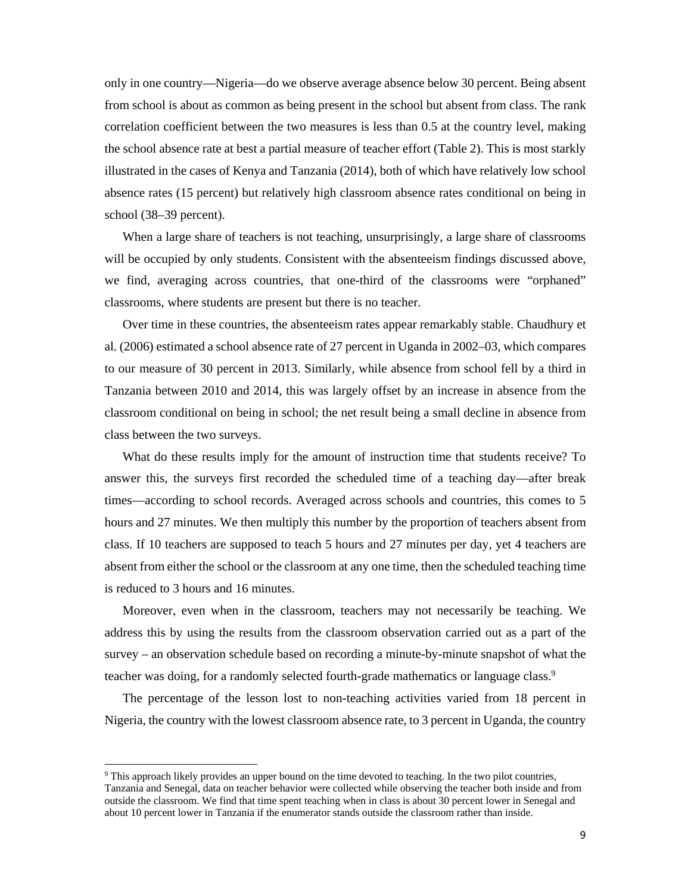only in one country—Nigeria—do we observe average absence below 30 percent. Being absent from school is about as common as being present in the school but absent from class. The rank correlation coefficient between the two measures is less than 0.5 at the country level, making the school absence rate at best a partial measure of teacher effort (Table 2). This is most starkly illustrated in the cases of Kenya and Tanzania (2014), both of which have relatively low school absence rates (15 percent) but relatively high classroom absence rates conditional on being in school (38–39 percent).

When a large share of teachers is not teaching, unsurprisingly, a large share of classrooms will be occupied by only students. Consistent with the absenteeism findings discussed above, we find, averaging across countries, that one-third of the classrooms were "orphaned" classrooms, where students are present but there is no teacher.

Over time in these countries, the absenteeism rates appear remarkably stable. Chaudhury et al. (2006) estimated a school absence rate of 27 percent in Uganda in 2002–03, which compares to our measure of 30 percent in 2013. Similarly, while absence from school fell by a third in Tanzania between 2010 and 2014, this was largely offset by an increase in absence from the classroom conditional on being in school; the net result being a small decline in absence from class between the two surveys.

What do these results imply for the amount of instruction time that students receive? To answer this, the surveys first recorded the scheduled time of a teaching day—after break times—according to school records. Averaged across schools and countries, this comes to 5 hours and 27 minutes. We then multiply this number by the proportion of teachers absent from class. If 10 teachers are supposed to teach 5 hours and 27 minutes per day, yet 4 teachers are absent from either the school or the classroom at any one time, then the scheduled teaching time is reduced to 3 hours and 16 minutes.

Moreover, even when in the classroom, teachers may not necessarily be teaching. We address this by using the results from the classroom observation carried out as a part of the survey – an observation schedule based on recording a minute-by-minute snapshot of what the teacher was doing, for a randomly selected fourth-grade mathematics or language class.[9]

The percentage of the lesson lost to non-teaching activities varied from 18 percent in Nigeria, the country with the lowest classroom absence rate, to 3 percent in Uganda, the country

[9] This approach likely provides an upper bound on the time devoted to teaching. In the two pilot countries, Tanzania and Senegal, data on teacher behavior were collected while observing the teacher both inside and from outside the classroom. We find that time spent teaching when in class is about 30 percent lower in Senegal and about 10 percent lower in Tanzania if the enumerator stands outside the classroom rather than inside.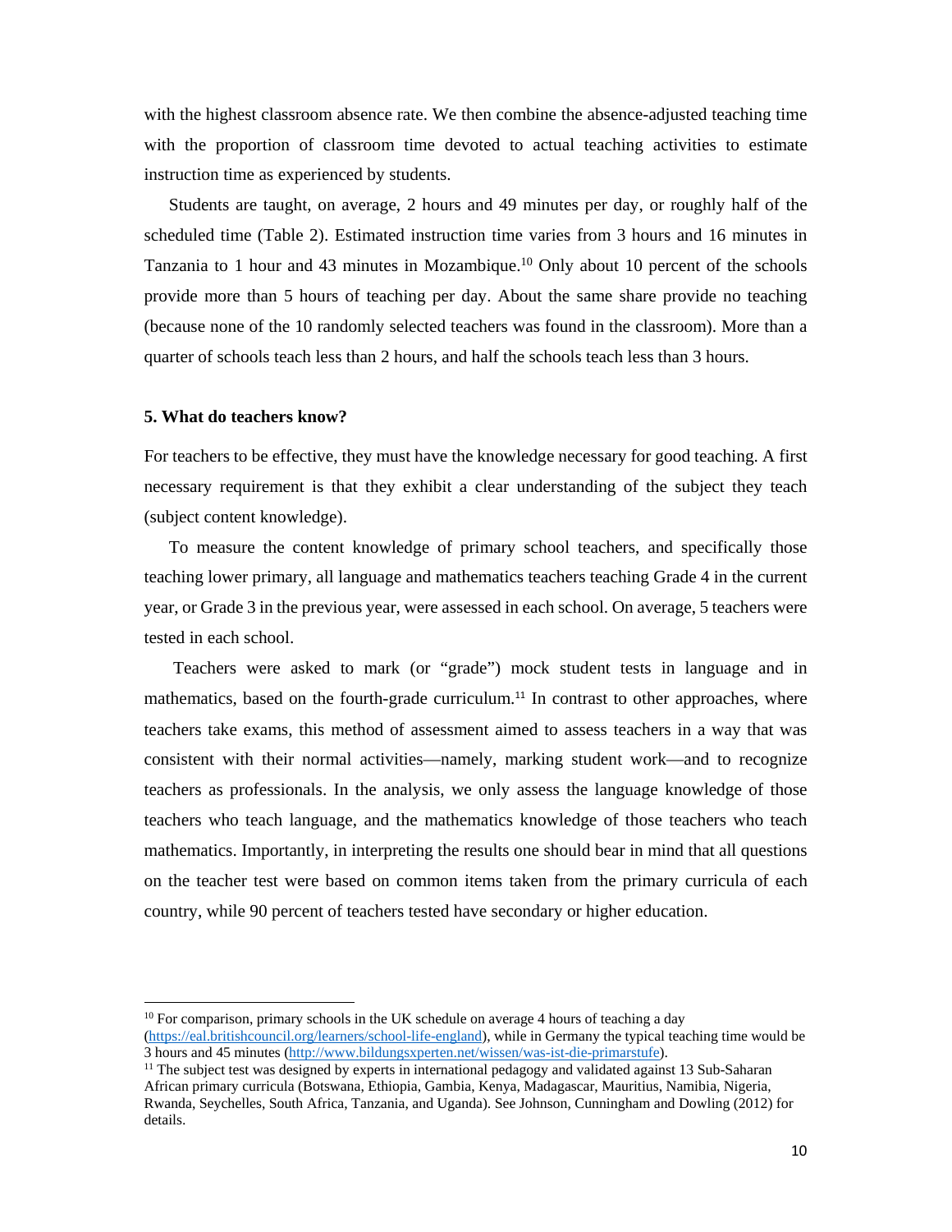with the highest classroom absence rate. We then combine the absence-adjusted teaching time with the proportion of classroom time devoted to actual teaching activities to estimate instruction time as experienced by students.

Students are taught, on average, 2 hours and 49 minutes per day, or roughly half of the scheduled time (Table 2). Estimated instruction time varies from 3 hours and 16 minutes in Tanzania to 1 hour and 43 minutes in Mozambique.[10] Only about 10 percent of the schools provide more than 5 hours of teaching per day. About the same share provide no teaching (because none of the 10 randomly selected teachers was found in the classroom). More than a quarter of schools teach less than 2 hours, and half the schools teach less than 3 hours.

### 5. What do teachers know?

For teachers to be effective, they must have the knowledge necessary for good teaching. A first necessary requirement is that they exhibit a clear understanding of the subject they teach (subject content knowledge).

To measure the content knowledge of primary school teachers, and specifically those teaching lower primary, all language and mathematics teachers teaching Grade 4 in the current year, or Grade 3 in the previous year, were assessed in each school. On average, 5 teachers were tested in each school.

Teachers were asked to mark (or "grade") mock student tests in language and in mathematics, based on the fourth-grade curriculum.[11] In contrast to other approaches, where teachers take exams, this method of assessment aimed to assess teachers in a way that was consistent with their normal activities—namely, marking student work—and to recognize teachers as professionals. In the analysis, we only assess the language knowledge of those teachers who teach language, and the mathematics knowledge of those teachers who teach mathematics. Importantly, in interpreting the results one should bear in mind that all questions on the teacher test were based on common items taken from the primary curricula of each country, while 90 percent of teachers tested have secondary or higher education.

---

[10] For comparison, primary schools in the UK schedule on average 4 hours of teaching a day (https://eal.britishcouncil.org/learners/school-life-england), while in Germany the typical teaching time would be 3 hours and 45 minutes (http://www.bildungsexperten.net/wissen/was-ist-die-primarstufe).

[11] The subject test was designed by experts in international pedagogy and validated against 13 Sub-Saharan African primary curricula (Botswana, Ethiopia, Gambia, Kenya, Madagascar, Mauritius, Namibia, Nigeria, Rwanda, Seychelles, South Africa, Tanzania, and Uganda). See Johnson, Cunningham and Dowling (2012) for details.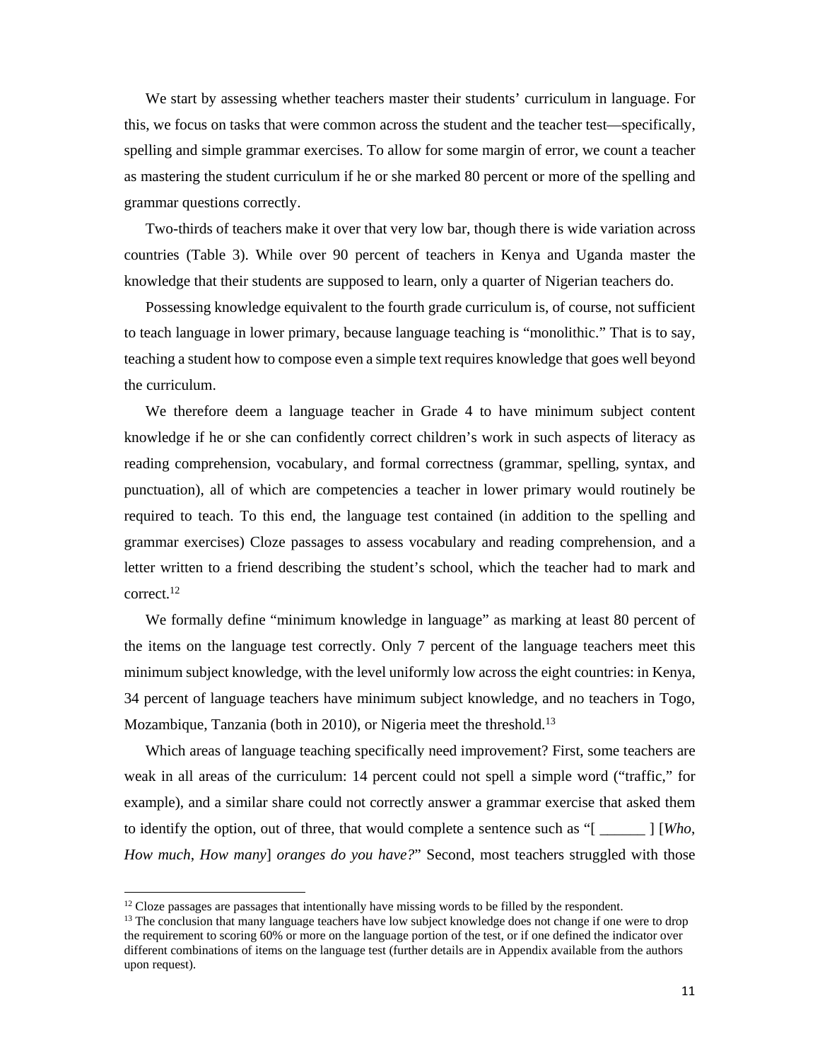We start by assessing whether teachers master their students' curriculum in language. For this, we focus on tasks that were common across the student and the teacher test—specifically, spelling and simple grammar exercises. To allow for some margin of error, we count a teacher as mastering the student curriculum if he or she marked 80 percent or more of the spelling and grammar questions correctly.

Two-thirds of teachers make it over that very low bar, though there is wide variation across countries (Table 3). While over 90 percent of teachers in Kenya and Uganda master the knowledge that their students are supposed to learn, only a quarter of Nigerian teachers do.

Possessing knowledge equivalent to the fourth grade curriculum is, of course, not sufficient to teach language in lower primary, because language teaching is "monolithic." That is to say, teaching a student how to compose even a simple text requires knowledge that goes well beyond the curriculum.

We therefore deem a language teacher in Grade 4 to have minimum subject content knowledge if he or she can confidently correct children's work in such aspects of literacy as reading comprehension, vocabulary, and formal correctness (grammar, spelling, syntax, and punctuation), all of which are competencies a teacher in lower primary would routinely be required to teach. To this end, the language test contained (in addition to the spelling and grammar exercises) Cloze passages to assess vocabulary and reading comprehension, and a letter written to a friend describing the student's school, which the teacher had to mark and correct.[12]

We formally define "minimum knowledge in language" as marking at least 80 percent of the items on the language test correctly. Only 7 percent of the language teachers meet this minimum subject knowledge, with the level uniformly low across the eight countries: in Kenya, 34 percent of language teachers have minimum subject knowledge, and no teachers in Togo, Mozambique, Tanzania (both in 2010), or Nigeria meet the threshold.[13]

Which areas of language teaching specifically need improvement? First, some teachers are weak in all areas of the curriculum: 14 percent could not spell a simple word ("traffic," for example), and a similar share could not correctly answer a grammar exercise that asked them to identify the option, out of three, that would complete a sentence such as "[ ______ ] [*Who*, *How much*, *How many*] *oranges do you have?*" Second, most teachers struggled with those

[12] Cloze passages are passages that intentionally have missing words to be filled by the respondent.

[13] The conclusion that many language teachers have low subject knowledge does not change if one were to drop the requirement to scoring 60% or more on the language portion of the test, or if one defined the indicator over different combinations of items on the language test (further details are in Appendix available from the authors upon request).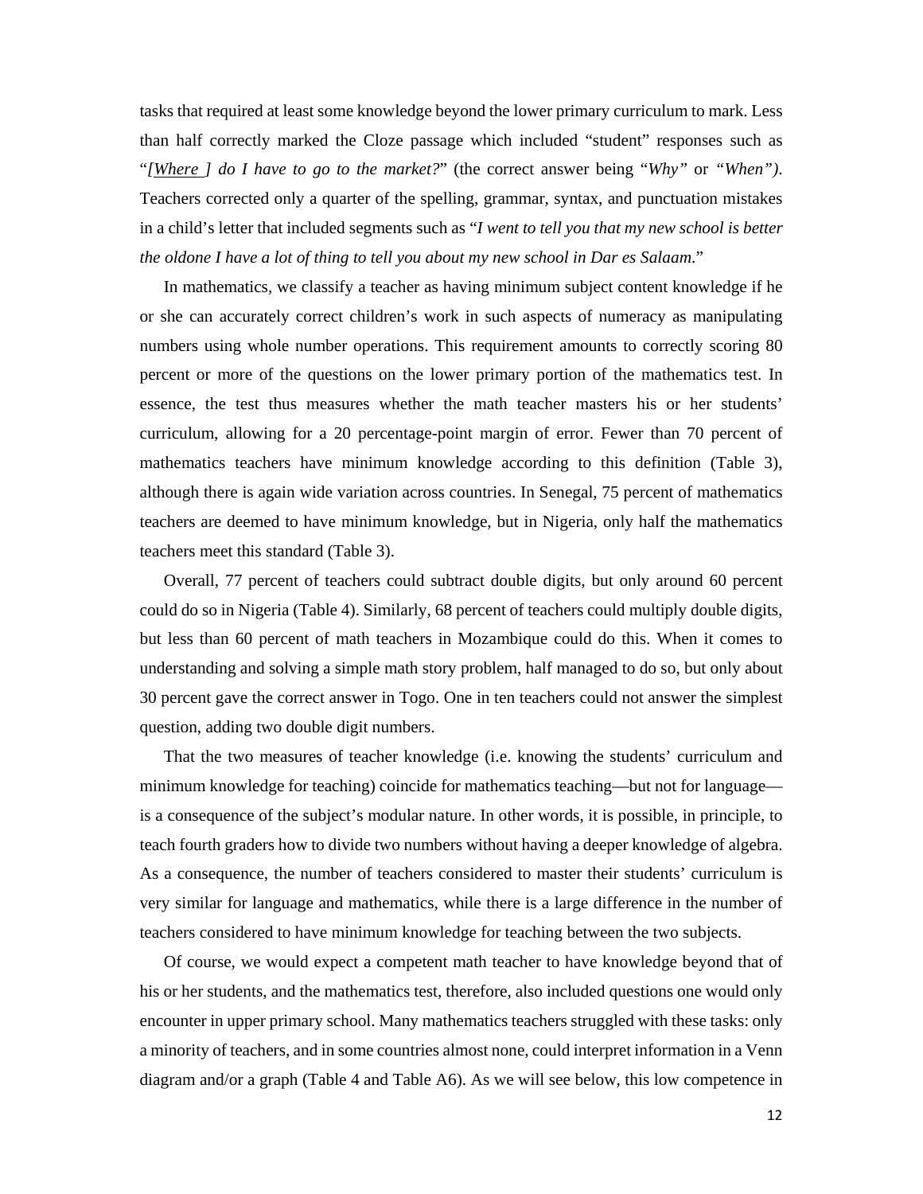tasks that required at least some knowledge beyond the lower primary curriculum to mark. Less than half correctly marked the Cloze passage which included "student" responses such as "*[Where ] do I have to go to the market?*" (the correct answer being "*Why"* or *"When")*. Teachers corrected only a quarter of the spelling, grammar, syntax, and punctuation mistakes in a child's letter that included segments such as "*I went to tell you that my new school is better the oldone I have a lot of thing to tell you about my new school in Dar es Salaam*."

In mathematics, we classify a teacher as having minimum subject content knowledge if he or she can accurately correct children's work in such aspects of numeracy as manipulating numbers using whole number operations. This requirement amounts to correctly scoring 80 percent or more of the questions on the lower primary portion of the mathematics test. In essence, the test thus measures whether the math teacher masters his or her students' curriculum, allowing for a 20 percentage-point margin of error. Fewer than 70 percent of mathematics teachers have minimum knowledge according to this definition (Table 3), although there is again wide variation across countries. In Senegal, 75 percent of mathematics teachers are deemed to have minimum knowledge, but in Nigeria, only half the mathematics teachers meet this standard (Table 3).

Overall, 77 percent of teachers could subtract double digits, but only around 60 percent could do so in Nigeria (Table 4). Similarly, 68 percent of teachers could multiply double digits, but less than 60 percent of math teachers in Mozambique could do this. When it comes to understanding and solving a simple math story problem, half managed to do so, but only about 30 percent gave the correct answer in Togo. One in ten teachers could not answer the simplest question, adding two double digit numbers.

That the two measures of teacher knowledge (i.e. knowing the students' curriculum and minimum knowledge for teaching) coincide for mathematics teaching—but not for language—is a consequence of the subject's modular nature. In other words, it is possible, in principle, to teach fourth graders how to divide two numbers without having a deeper knowledge of algebra. As a consequence, the number of teachers considered to master their students' curriculum is very similar for language and mathematics, while there is a large difference in the number of teachers considered to have minimum knowledge for teaching between the two subjects.

Of course, we would expect a competent math teacher to have knowledge beyond that of his or her students, and the mathematics test, therefore, also included questions one would only encounter in upper primary school. Many mathematics teachers struggled with these tasks: only a minority of teachers, and in some countries almost none, could interpret information in a Venn diagram and/or a graph (Table 4 and Table A6). As we will see below, this low competence in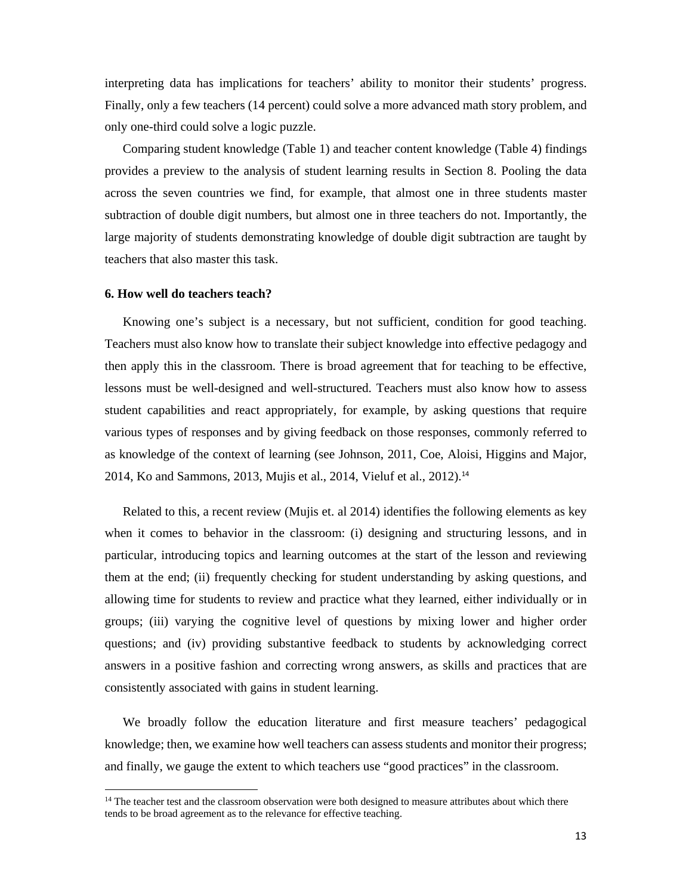interpreting data has implications for teachers' ability to monitor their students' progress. Finally, only a few teachers (14 percent) could solve a more advanced math story problem, and only one-third could solve a logic puzzle.

Comparing student knowledge (Table 1) and teacher content knowledge (Table 4) findings provides a preview to the analysis of student learning results in Section 8. Pooling the data across the seven countries we find, for example, that almost one in three students master subtraction of double digit numbers, but almost one in three teachers do not. Importantly, the large majority of students demonstrating knowledge of double digit subtraction are taught by teachers that also master this task.

### 6. How well do teachers teach?

Knowing one's subject is a necessary, but not sufficient, condition for good teaching. Teachers must also know how to translate their subject knowledge into effective pedagogy and then apply this in the classroom. There is broad agreement that for teaching to be effective, lessons must be well-designed and well-structured. Teachers must also know how to assess student capabilities and react appropriately, for example, by asking questions that require various types of responses and by giving feedback on those responses, commonly referred to as knowledge of the context of learning (see Johnson, 2011, Coe, Aloisi, Higgins and Major, 2014, Ko and Sammons, 2013, Mujis et al., 2014, Vieluf et al., 2012).[14]

Related to this, a recent review (Mujis et. al 2014) identifies the following elements as key when it comes to behavior in the classroom: (i) designing and structuring lessons, and in particular, introducing topics and learning outcomes at the start of the lesson and reviewing them at the end; (ii) frequently checking for student understanding by asking questions, and allowing time for students to review and practice what they learned, either individually or in groups; (iii) varying the cognitive level of questions by mixing lower and higher order questions; and (iv) providing substantive feedback to students by acknowledging correct answers in a positive fashion and correcting wrong answers, as skills and practices that are consistently associated with gains in student learning.

We broadly follow the education literature and first measure teachers' pedagogical knowledge; then, we examine how well teachers can assess students and monitor their progress; and finally, we gauge the extent to which teachers use "good practices" in the classroom.

[14] The teacher test and the classroom observation were both designed to measure attributes about which there tends to be broad agreement as to the relevance for effective teaching.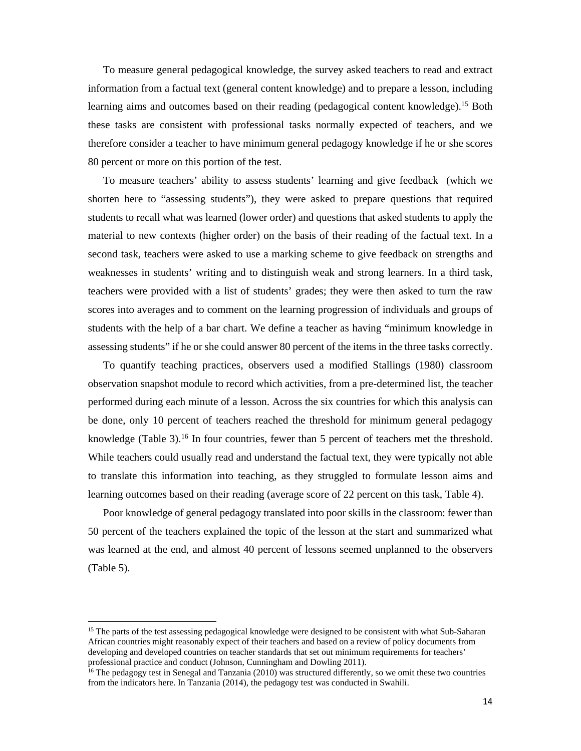To measure general pedagogical knowledge, the survey asked teachers to read and extract information from a factual text (general content knowledge) and to prepare a lesson, including learning aims and outcomes based on their reading (pedagogical content knowledge).[15] Both these tasks are consistent with professional tasks normally expected of teachers, and we therefore consider a teacher to have minimum general pedagogy knowledge if he or she scores 80 percent or more on this portion of the test.

To measure teachers' ability to assess students' learning and give feedback (which we shorten here to "assessing students"), they were asked to prepare questions that required students to recall what was learned (lower order) and questions that asked students to apply the material to new contexts (higher order) on the basis of their reading of the factual text. In a second task, teachers were asked to use a marking scheme to give feedback on strengths and weaknesses in students' writing and to distinguish weak and strong learners. In a third task, teachers were provided with a list of students' grades; they were then asked to turn the raw scores into averages and to comment on the learning progression of individuals and groups of students with the help of a bar chart. We define a teacher as having "minimum knowledge in assessing students" if he or she could answer 80 percent of the items in the three tasks correctly.

To quantify teaching practices, observers used a modified Stallings (1980) classroom observation snapshot module to record which activities, from a pre-determined list, the teacher performed during each minute of a lesson. Across the six countries for which this analysis can be done, only 10 percent of teachers reached the threshold for minimum general pedagogy knowledge (Table 3).[16] In four countries, fewer than 5 percent of teachers met the threshold. While teachers could usually read and understand the factual text, they were typically not able to translate this information into teaching, as they struggled to formulate lesson aims and learning outcomes based on their reading (average score of 22 percent on this task, Table 4).

Poor knowledge of general pedagogy translated into poor skills in the classroom: fewer than 50 percent of the teachers explained the topic of the lesson at the start and summarized what was learned at the end, and almost 40 percent of lessons seemed unplanned to the observers (Table 5).

---

[15] The parts of the test assessing pedagogical knowledge were designed to be consistent with what Sub-Saharan African countries might reasonably expect of their teachers and based on a review of policy documents from developing and developed countries on teacher standards that set out minimum requirements for teachers' professional practice and conduct (Johnson, Cunningham and Dowling 2011).

[16] The pedagogy test in Senegal and Tanzania (2010) was structured differently, so we omit these two countries from the indicators here. In Tanzania (2014), the pedagogy test was conducted in Swahili.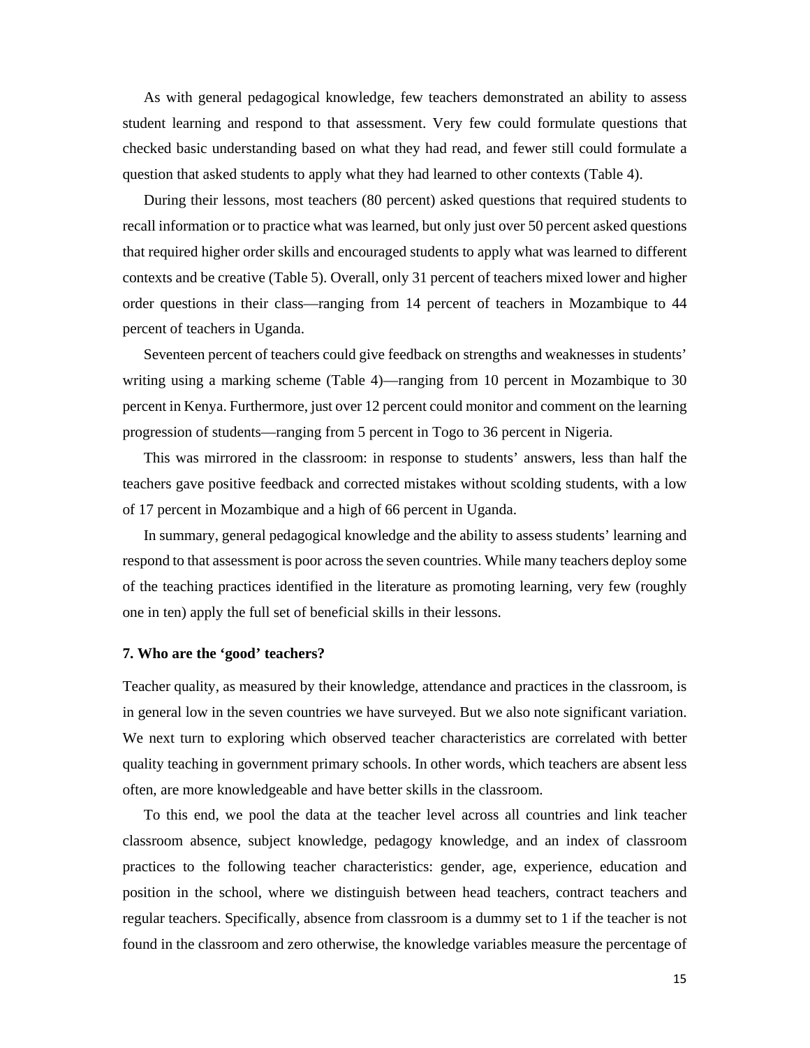As with general pedagogical knowledge, few teachers demonstrated an ability to assess student learning and respond to that assessment. Very few could formulate questions that checked basic understanding based on what they had read, and fewer still could formulate a question that asked students to apply what they had learned to other contexts (Table 4).

During their lessons, most teachers (80 percent) asked questions that required students to recall information or to practice what was learned, but only just over 50 percent asked questions that required higher order skills and encouraged students to apply what was learned to different contexts and be creative (Table 5). Overall, only 31 percent of teachers mixed lower and higher order questions in their class—ranging from 14 percent of teachers in Mozambique to 44 percent of teachers in Uganda.

Seventeen percent of teachers could give feedback on strengths and weaknesses in students' writing using a marking scheme (Table 4)—ranging from 10 percent in Mozambique to 30 percent in Kenya. Furthermore, just over 12 percent could monitor and comment on the learning progression of students—ranging from 5 percent in Togo to 36 percent in Nigeria.

This was mirrored in the classroom: in response to students' answers, less than half the teachers gave positive feedback and corrected mistakes without scolding students, with a low of 17 percent in Mozambique and a high of 66 percent in Uganda.

In summary, general pedagogical knowledge and the ability to assess students' learning and respond to that assessment is poor across the seven countries. While many teachers deploy some of the teaching practices identified in the literature as promoting learning, very few (roughly one in ten) apply the full set of beneficial skills in their lessons.

## 7. Who are the 'good' teachers?

Teacher quality, as measured by their knowledge, attendance and practices in the classroom, is in general low in the seven countries we have surveyed. But we also note significant variation. We next turn to exploring which observed teacher characteristics are correlated with better quality teaching in government primary schools. In other words, which teachers are absent less often, are more knowledgeable and have better skills in the classroom.

To this end, we pool the data at the teacher level across all countries and link teacher classroom absence, subject knowledge, pedagogy knowledge, and an index of classroom practices to the following teacher characteristics: gender, age, experience, education and position in the school, where we distinguish between head teachers, contract teachers and regular teachers. Specifically, absence from classroom is a dummy set to 1 if the teacher is not found in the classroom and zero otherwise, the knowledge variables measure the percentage of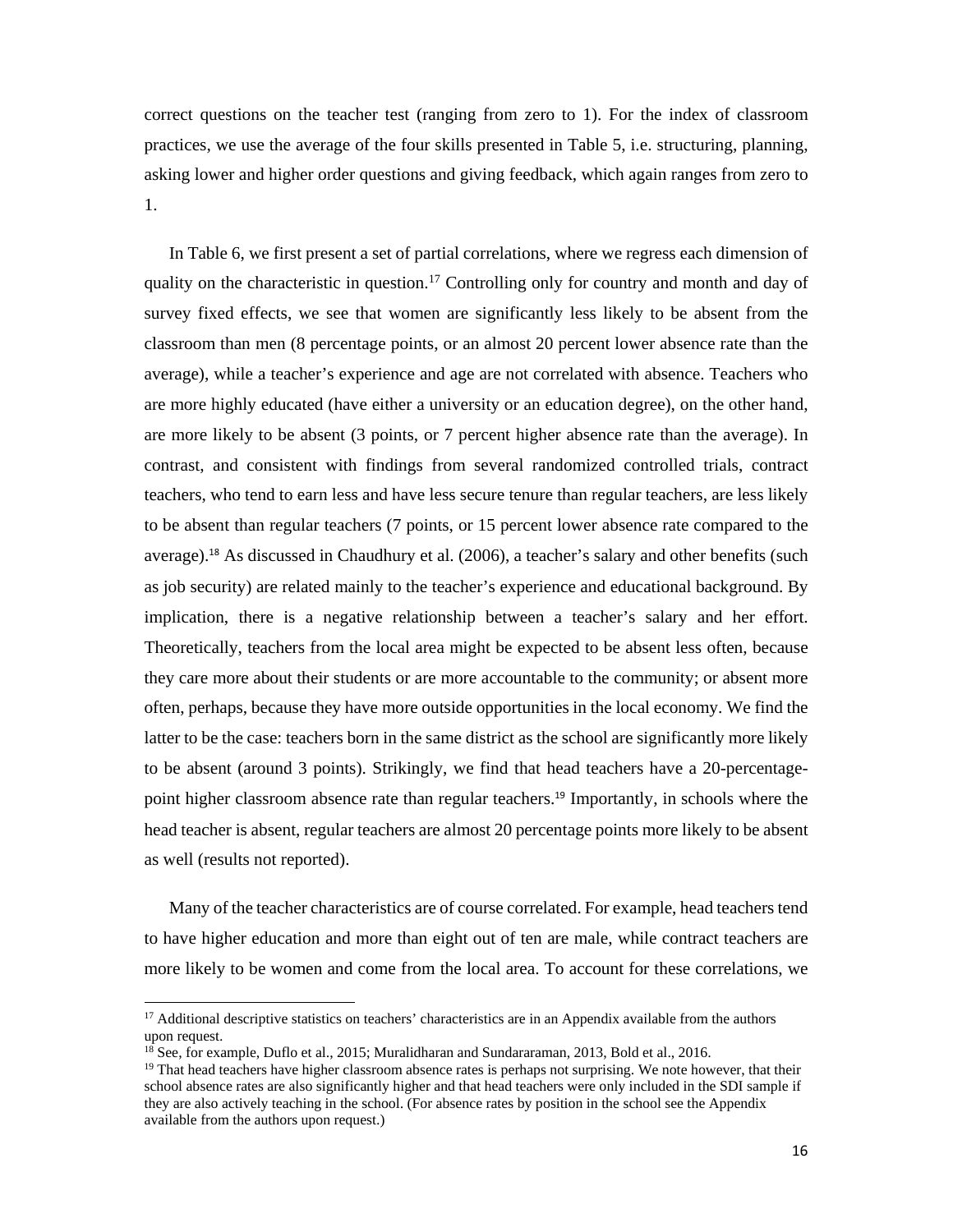correct questions on the teacher test (ranging from zero to 1). For the index of classroom practices, we use the average of the four skills presented in Table 5, i.e. structuring, planning, asking lower and higher order questions and giving feedback, which again ranges from zero to 1.

In Table 6, we first present a set of partial correlations, where we regress each dimension of quality on the characteristic in question.[17] Controlling only for country and month and day of survey fixed effects, we see that women are significantly less likely to be absent from the classroom than men (8 percentage points, or an almost 20 percent lower absence rate than the average), while a teacher's experience and age are not correlated with absence. Teachers who are more highly educated (have either a university or an education degree), on the other hand, are more likely to be absent (3 points, or 7 percent higher absence rate than the average). In contrast, and consistent with findings from several randomized controlled trials, contract teachers, who tend to earn less and have less secure tenure than regular teachers, are less likely to be absent than regular teachers (7 points, or 15 percent lower absence rate compared to the average).[18] As discussed in Chaudhury et al. (2006), a teacher's salary and other benefits (such as job security) are related mainly to the teacher's experience and educational background. By implication, there is a negative relationship between a teacher's salary and her effort. Theoretically, teachers from the local area might be expected to be absent less often, because they care more about their students or are more accountable to the community; or absent more often, perhaps, because they have more outside opportunities in the local economy. We find the latter to be the case: teachers born in the same district as the school are significantly more likely to be absent (around 3 points). Strikingly, we find that head teachers have a 20-percentage-point higher classroom absence rate than regular teachers.[19] Importantly, in schools where the head teacher is absent, regular teachers are almost 20 percentage points more likely to be absent as well (results not reported).

Many of the teacher characteristics are of course correlated. For example, head teachers tend to have higher education and more than eight out of ten are male, while contract teachers are more likely to be women and come from the local area. To account for these correlations, we

[17] Additional descriptive statistics on teachers' characteristics are in an Appendix available from the authors upon request.

[18] See, for example, Duflo et al., 2015; Muralidharan and Sundararaman, 2013, Bold et al., 2016.

[19] That head teachers have higher classroom absence rates is perhaps not surprising. We note however, that their school absence rates are also significantly higher and that head teachers were only included in the SDI sample if they are also actively teaching in the school. (For absence rates by position in the school see the Appendix available from the authors upon request.)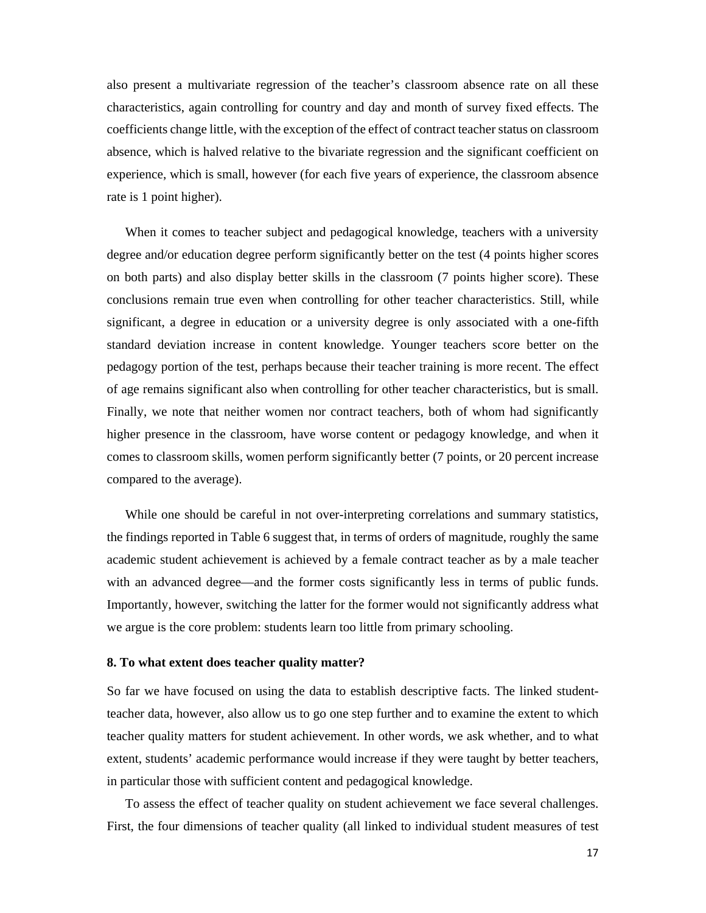also present a multivariate regression of the teacher's classroom absence rate on all these characteristics, again controlling for country and day and month of survey fixed effects. The coefficients change little, with the exception of the effect of contract teacher status on classroom absence, which is halved relative to the bivariate regression and the significant coefficient on experience, which is small, however (for each five years of experience, the classroom absence rate is 1 point higher).

When it comes to teacher subject and pedagogical knowledge, teachers with a university degree and/or education degree perform significantly better on the test (4 points higher scores on both parts) and also display better skills in the classroom (7 points higher score). These conclusions remain true even when controlling for other teacher characteristics. Still, while significant, a degree in education or a university degree is only associated with a one-fifth standard deviation increase in content knowledge. Younger teachers score better on the pedagogy portion of the test, perhaps because their teacher training is more recent. The effect of age remains significant also when controlling for other teacher characteristics, but is small. Finally, we note that neither women nor contract teachers, both of whom had significantly higher presence in the classroom, have worse content or pedagogy knowledge, and when it comes to classroom skills, women perform significantly better (7 points, or 20 percent increase compared to the average).

While one should be careful in not over-interpreting correlations and summary statistics, the findings reported in Table 6 suggest that, in terms of orders of magnitude, roughly the same academic student achievement is achieved by a female contract teacher as by a male teacher with an advanced degree—and the former costs significantly less in terms of public funds. Importantly, however, switching the latter for the former would not significantly address what we argue is the core problem: students learn too little from primary schooling.

## 8. To what extent does teacher quality matter?

So far we have focused on using the data to establish descriptive facts. The linked student-teacher data, however, also allow us to go one step further and to examine the extent to which teacher quality matters for student achievement. In other words, we ask whether, and to what extent, students' academic performance would increase if they were taught by better teachers, in particular those with sufficient content and pedagogical knowledge.

To assess the effect of teacher quality on student achievement we face several challenges. First, the four dimensions of teacher quality (all linked to individual student measures of test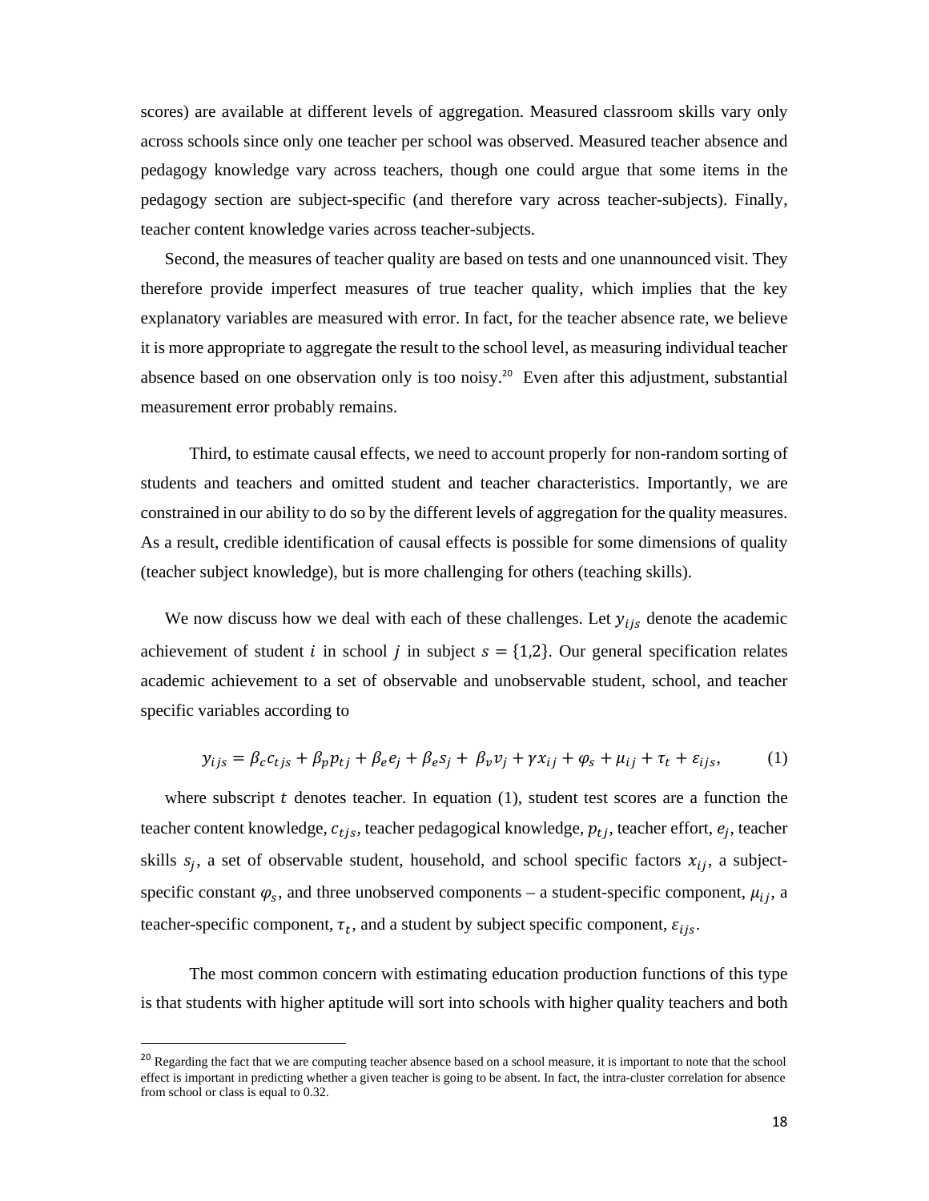scores) are available at different levels of aggregation. Measured classroom skills vary only across schools since only one teacher per school was observed. Measured teacher absence and pedagogy knowledge vary across teachers, though one could argue that some items in the pedagogy section are subject-specific (and therefore vary across teacher-subjects). Finally, teacher content knowledge varies across teacher-subjects.

Second, the measures of teacher quality are based on tests and one unannounced visit. They therefore provide imperfect measures of true teacher quality, which implies that the key explanatory variables are measured with error. In fact, for the teacher absence rate, we believe it is more appropriate to aggregate the result to the school level, as measuring individual teacher absence based on one observation only is too noisy.[20] Even after this adjustment, substantial measurement error probably remains.

Third, to estimate causal effects, we need to account properly for non-random sorting of students and teachers and omitted student and teacher characteristics. Importantly, we are constrained in our ability to do so by the different levels of aggregation for the quality measures. As a result, credible identification of causal effects is possible for some dimensions of quality (teacher subject knowledge), but is more challenging for others (teaching skills).

We now discuss how we deal with each of these challenges. Let $y_{ijs}$ denote the academic achievement of student $i$ in school $j$ in subject $s = \{1,2\}$. Our general specification relates academic achievement to a set of observable and unobservable student, school, and teacher specific variables according to

$$y_{ijs} = \beta_c c_{tjs} + \beta_p p_{tj} + \beta_e e_j + \beta_e s_j + \beta_v v_j + \gamma x_{ij} + \varphi_s + \mu_{ij} + \tau_t + \varepsilon_{ijs}, \qquad (1)$$

where subscript $t$ denotes teacher. In equation (1), student test scores are a function the teacher content knowledge, $c_{tjs}$, teacher pedagogical knowledge, $p_{tj}$, teacher effort, $e_j$, teacher skills $s_j$, a set of observable student, household, and school specific factors $x_{ij}$, a subject-specific constant $\varphi_s$, and three unobserved components – a student-specific component, $\mu_{ij}$, a teacher-specific component, $\tau_t$, and a student by subject specific component, $\varepsilon_{ijs}$.

The most common concern with estimating education production functions of this type is that students with higher aptitude will sort into schools with higher quality teachers and both

[20] Regarding the fact that we are computing teacher absence based on a school measure, it is important to note that the school effect is important in predicting whether a given teacher is going to be absent. In fact, the intra-cluster correlation for absence from school or class is equal to 0.32.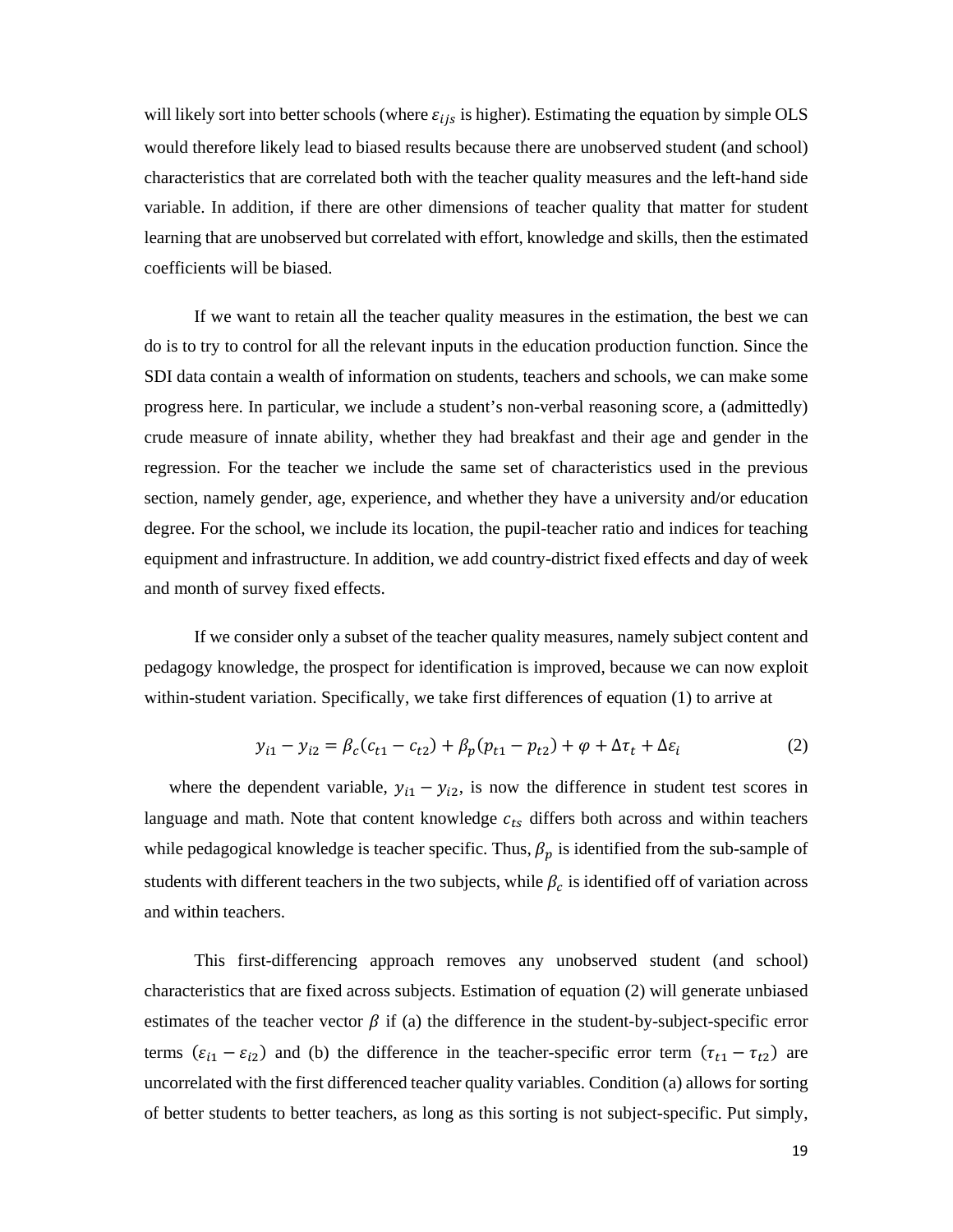will likely sort into better schools (where $\varepsilon_{ijs}$ is higher). Estimating the equation by simple OLS would therefore likely lead to biased results because there are unobserved student (and school) characteristics that are correlated both with the teacher quality measures and the left-hand side variable. In addition, if there are other dimensions of teacher quality that matter for student learning that are unobserved but correlated with effort, knowledge and skills, then the estimated coefficients will be biased.

If we want to retain all the teacher quality measures in the estimation, the best we can do is to try to control for all the relevant inputs in the education production function. Since the SDI data contain a wealth of information on students, teachers and schools, we can make some progress here. In particular, we include a student's non-verbal reasoning score, a (admittedly) crude measure of innate ability, whether they had breakfast and their age and gender in the regression. For the teacher we include the same set of characteristics used in the previous section, namely gender, age, experience, and whether they have a university and/or education degree. For the school, we include its location, the pupil-teacher ratio and indices for teaching equipment and infrastructure. In addition, we add country-district fixed effects and day of week and month of survey fixed effects.

If we consider only a subset of the teacher quality measures, namely subject content and pedagogy knowledge, the prospect for identification is improved, because we can now exploit within-student variation. Specifically, we take first differences of equation (1) to arrive at

$$y_{i1} - y_{i2} = \beta_c(c_{t1} - c_{t2}) + \beta_p(p_{t1} - p_{t2}) + \varphi + \Delta\tau_t + \Delta\varepsilon_i \tag{2}$$

where the dependent variable, $y_{i1} - y_{i2}$, is now the difference in student test scores in language and math. Note that content knowledge $c_{ts}$ differs both across and within teachers while pedagogical knowledge is teacher specific. Thus, $\beta_p$ is identified from the sub-sample of students with different teachers in the two subjects, while $\beta_c$ is identified off of variation across and within teachers.

This first-differencing approach removes any unobserved student (and school) characteristics that are fixed across subjects. Estimation of equation (2) will generate unbiased estimates of the teacher vector $\beta$ if (a) the difference in the student-by-subject-specific error terms $(\varepsilon_{i1} - \varepsilon_{i2})$ and (b) the difference in the teacher-specific error term $(\tau_{t1} - \tau_{t2})$ are uncorrelated with the first differenced teacher quality variables. Condition (a) allows for sorting of better students to better teachers, as long as this sorting is not subject-specific. Put simply,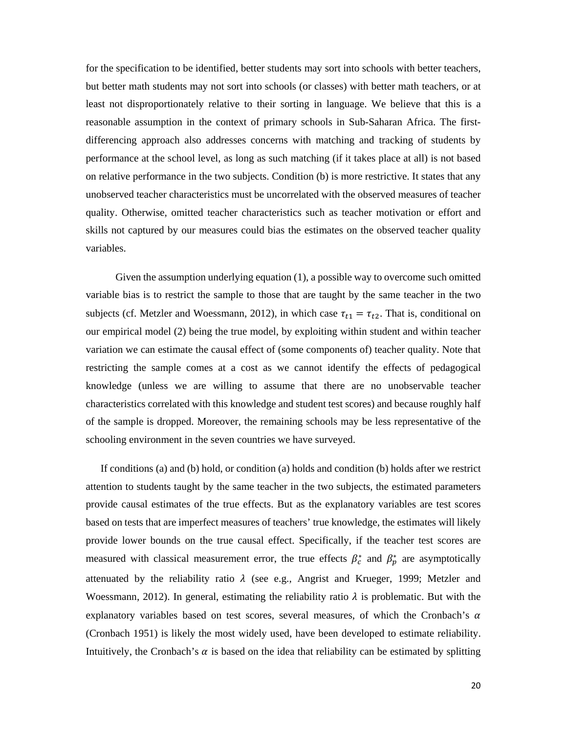for the specification to be identified, better students may sort into schools with better teachers, but better math students may not sort into schools (or classes) with better math teachers, or at least not disproportionately relative to their sorting in language. We believe that this is a reasonable assumption in the context of primary schools in Sub-Saharan Africa. The first-differencing approach also addresses concerns with matching and tracking of students by performance at the school level, as long as such matching (if it takes place at all) is not based on relative performance in the two subjects. Condition (b) is more restrictive. It states that any unobserved teacher characteristics must be uncorrelated with the observed measures of teacher quality. Otherwise, omitted teacher characteristics such as teacher motivation or effort and skills not captured by our measures could bias the estimates on the observed teacher quality variables.

Given the assumption underlying equation (1), a possible way to overcome such omitted variable bias is to restrict the sample to those that are taught by the same teacher in the two subjects (cf. Metzler and Woessmann, 2012), in which case $\tau_{t1} = \tau_{t2}$. That is, conditional on our empirical model (2) being the true model, by exploiting within student and within teacher variation we can estimate the causal effect of (some components of) teacher quality. Note that restricting the sample comes at a cost as we cannot identify the effects of pedagogical knowledge (unless we are willing to assume that there are no unobservable teacher characteristics correlated with this knowledge and student test scores) and because roughly half of the sample is dropped. Moreover, the remaining schools may be less representative of the schooling environment in the seven countries we have surveyed.

If conditions (a) and (b) hold, or condition (a) holds and condition (b) holds after we restrict attention to students taught by the same teacher in the two subjects, the estimated parameters provide causal estimates of the true effects. But as the explanatory variables are test scores based on tests that are imperfect measures of teachers' true knowledge, the estimates will likely provide lower bounds on the true causal effect. Specifically, if the teacher test scores are measured with classical measurement error, the true effects $\beta_c^*$ and $\beta_p^*$ are asymptotically attenuated by the reliability ratio $\lambda$ (see e.g., Angrist and Krueger, 1999; Metzler and Woessmann, 2012). In general, estimating the reliability ratio $\lambda$ is problematic. But with the explanatory variables based on test scores, several measures, of which the Cronbach's $\alpha$ (Cronbach 1951) is likely the most widely used, have been developed to estimate reliability. Intuitively, the Cronbach's $\alpha$ is based on the idea that reliability can be estimated by splitting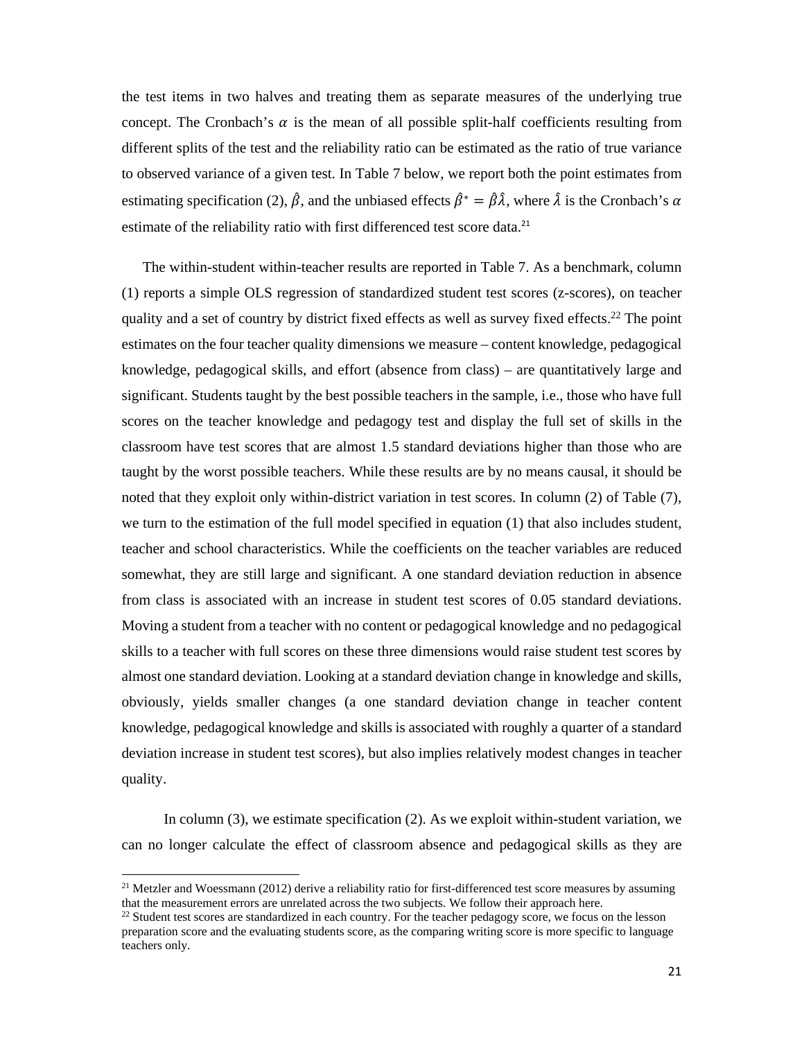the test items in two halves and treating them as separate measures of the underlying true concept. The Cronbach's $\alpha$ is the mean of all possible split-half coefficients resulting from different splits of the test and the reliability ratio can be estimated as the ratio of true variance to observed variance of a given test. In Table 7 below, we report both the point estimates from estimating specification (2), $\hat{\beta}$, and the unbiased effects $\hat{\beta}^* = \hat{\beta}\hat{\lambda}$, where $\hat{\lambda}$ is the Cronbach's $\alpha$ estimate of the reliability ratio with first differenced test score data.[21]

The within-student within-teacher results are reported in Table 7. As a benchmark, column (1) reports a simple OLS regression of standardized student test scores (z-scores), on teacher quality and a set of country by district fixed effects as well as survey fixed effects.[22] The point estimates on the four teacher quality dimensions we measure – content knowledge, pedagogical knowledge, pedagogical skills, and effort (absence from class) – are quantitatively large and significant. Students taught by the best possible teachers in the sample, i.e., those who have full scores on the teacher knowledge and pedagogy test and display the full set of skills in the classroom have test scores that are almost 1.5 standard deviations higher than those who are taught by the worst possible teachers. While these results are by no means causal, it should be noted that they exploit only within-district variation in test scores. In column (2) of Table (7), we turn to the estimation of the full model specified in equation (1) that also includes student, teacher and school characteristics. While the coefficients on the teacher variables are reduced somewhat, they are still large and significant. A one standard deviation reduction in absence from class is associated with an increase in student test scores of 0.05 standard deviations. Moving a student from a teacher with no content or pedagogical knowledge and no pedagogical skills to a teacher with full scores on these three dimensions would raise student test scores by almost one standard deviation. Looking at a standard deviation change in knowledge and skills, obviously, yields smaller changes (a one standard deviation change in teacher content knowledge, pedagogical knowledge and skills is associated with roughly a quarter of a standard deviation increase in student test scores), but also implies relatively modest changes in teacher quality.

In column (3), we estimate specification (2). As we exploit within-student variation, we can no longer calculate the effect of classroom absence and pedagogical skills as they are

[21] Metzler and Woessmann (2012) derive a reliability ratio for first-differenced test score measures by assuming that the measurement errors are unrelated across the two subjects. We follow their approach here.

[22] Student test scores are standardized in each country. For the teacher pedagogy score, we focus on the lesson preparation score and the evaluating students score, as the comparing writing score is more specific to language teachers only.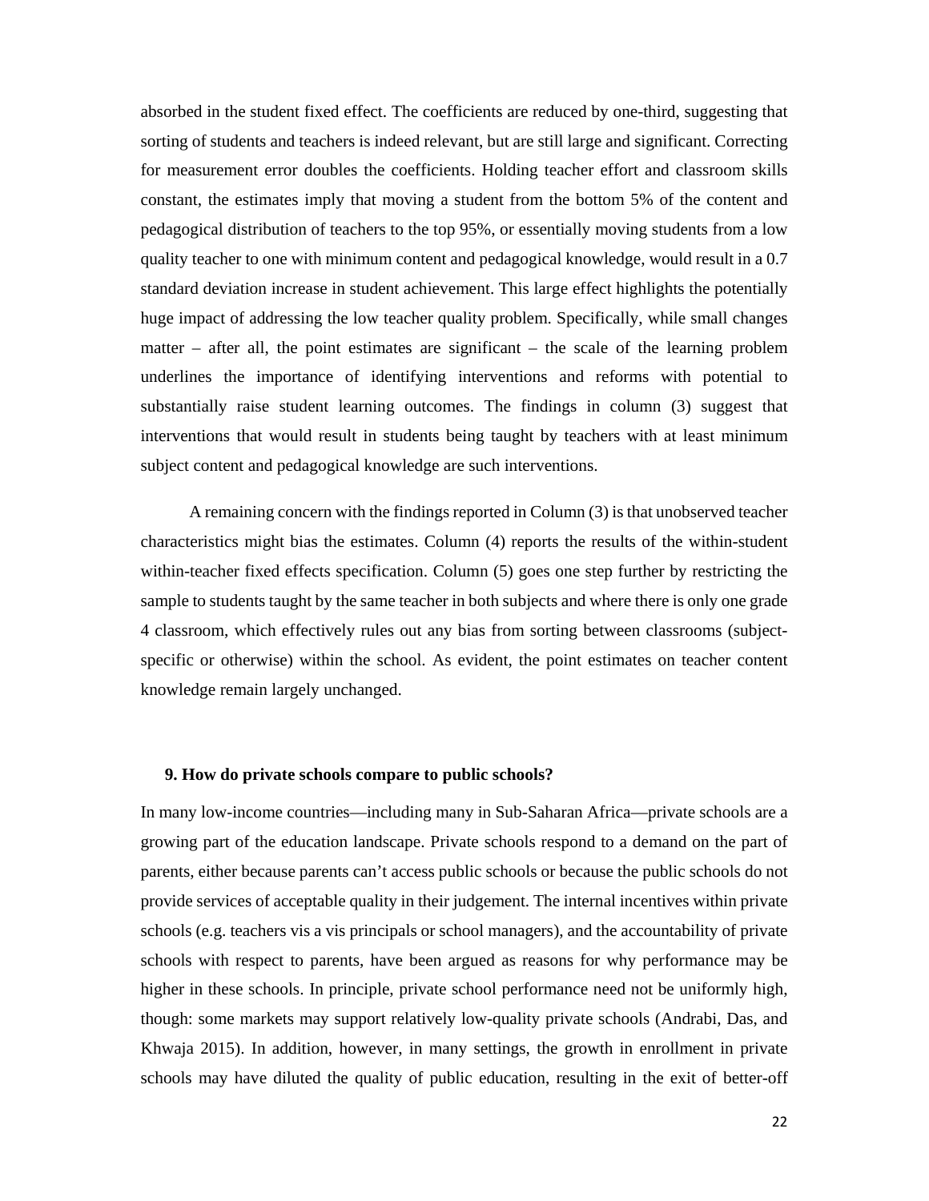absorbed in the student fixed effect. The coefficients are reduced by one-third, suggesting that sorting of students and teachers is indeed relevant, but are still large and significant. Correcting for measurement error doubles the coefficients. Holding teacher effort and classroom skills constant, the estimates imply that moving a student from the bottom 5% of the content and pedagogical distribution of teachers to the top 95%, or essentially moving students from a low quality teacher to one with minimum content and pedagogical knowledge, would result in a 0.7 standard deviation increase in student achievement. This large effect highlights the potentially huge impact of addressing the low teacher quality problem. Specifically, while small changes matter – after all, the point estimates are significant – the scale of the learning problem underlines the importance of identifying interventions and reforms with potential to substantially raise student learning outcomes. The findings in column (3) suggest that interventions that would result in students being taught by teachers with at least minimum subject content and pedagogical knowledge are such interventions.

A remaining concern with the findings reported in Column (3) is that unobserved teacher characteristics might bias the estimates. Column (4) reports the results of the within-student within-teacher fixed effects specification. Column (5) goes one step further by restricting the sample to students taught by the same teacher in both subjects and where there is only one grade 4 classroom, which effectively rules out any bias from sorting between classrooms (subject-specific or otherwise) within the school. As evident, the point estimates on teacher content knowledge remain largely unchanged.

## 9. How do private schools compare to public schools?

In many low-income countries—including many in Sub-Saharan Africa—private schools are a growing part of the education landscape. Private schools respond to a demand on the part of parents, either because parents can't access public schools or because the public schools do not provide services of acceptable quality in their judgement. The internal incentives within private schools (e.g. teachers vis a vis principals or school managers), and the accountability of private schools with respect to parents, have been argued as reasons for why performance may be higher in these schools. In principle, private school performance need not be uniformly high, though: some markets may support relatively low-quality private schools (Andrabi, Das, and Khwaja 2015). In addition, however, in many settings, the growth in enrollment in private schools may have diluted the quality of public education, resulting in the exit of better-off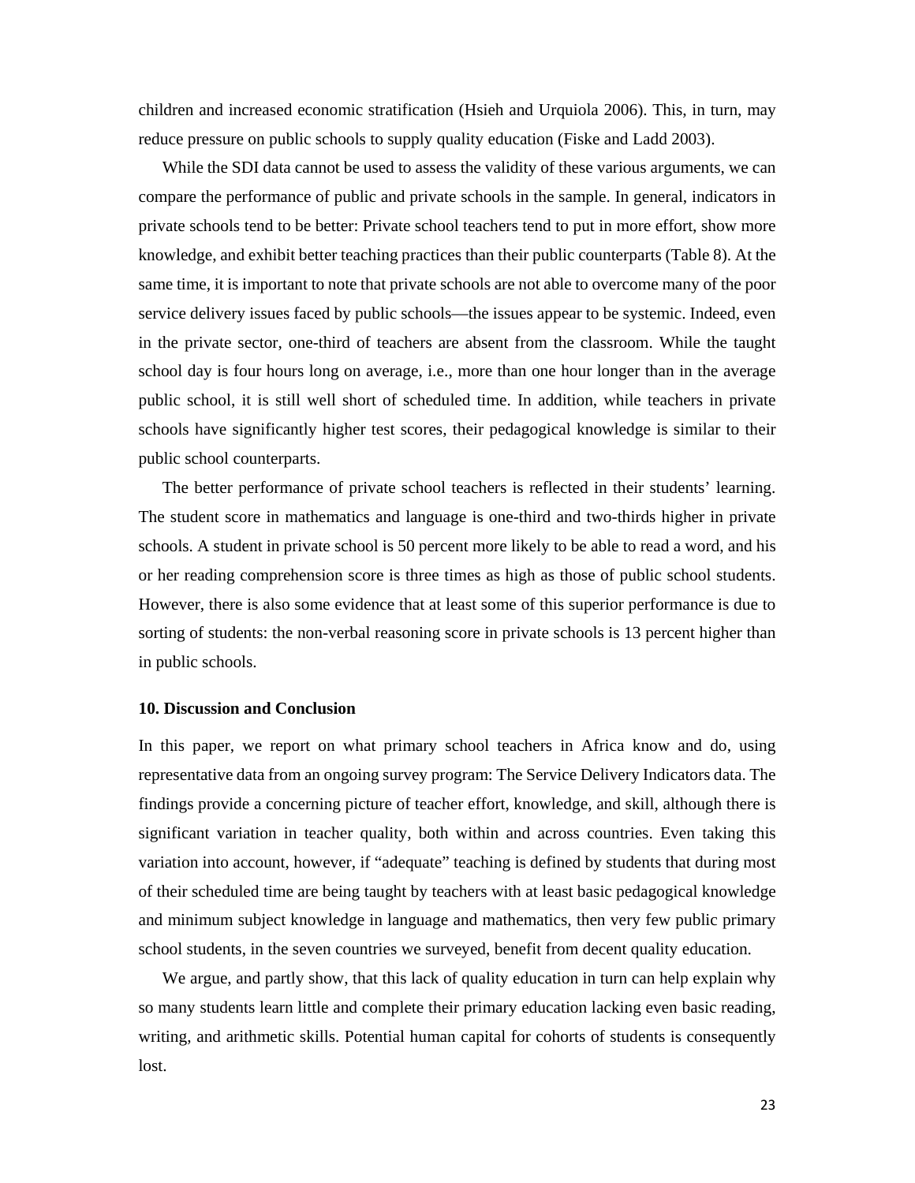children and increased economic stratification (Hsieh and Urquiola 2006). This, in turn, may reduce pressure on public schools to supply quality education (Fiske and Ladd 2003).

While the SDI data cannot be used to assess the validity of these various arguments, we can compare the performance of public and private schools in the sample. In general, indicators in private schools tend to be better: Private school teachers tend to put in more effort, show more knowledge, and exhibit better teaching practices than their public counterparts (Table 8). At the same time, it is important to note that private schools are not able to overcome many of the poor service delivery issues faced by public schools—the issues appear to be systemic. Indeed, even in the private sector, one-third of teachers are absent from the classroom. While the taught school day is four hours long on average, i.e., more than one hour longer than in the average public school, it is still well short of scheduled time. In addition, while teachers in private schools have significantly higher test scores, their pedagogical knowledge is similar to their public school counterparts.

The better performance of private school teachers is reflected in their students' learning. The student score in mathematics and language is one-third and two-thirds higher in private schools. A student in private school is 50 percent more likely to be able to read a word, and his or her reading comprehension score is three times as high as those of public school students. However, there is also some evidence that at least some of this superior performance is due to sorting of students: the non-verbal reasoning score in private schools is 13 percent higher than in public schools.

## 10. Discussion and Conclusion

In this paper, we report on what primary school teachers in Africa know and do, using representative data from an ongoing survey program: The Service Delivery Indicators data. The findings provide a concerning picture of teacher effort, knowledge, and skill, although there is significant variation in teacher quality, both within and across countries. Even taking this variation into account, however, if "adequate" teaching is defined by students that during most of their scheduled time are being taught by teachers with at least basic pedagogical knowledge and minimum subject knowledge in language and mathematics, then very few public primary school students, in the seven countries we surveyed, benefit from decent quality education.

We argue, and partly show, that this lack of quality education in turn can help explain why so many students learn little and complete their primary education lacking even basic reading, writing, and arithmetic skills. Potential human capital for cohorts of students is consequently lost.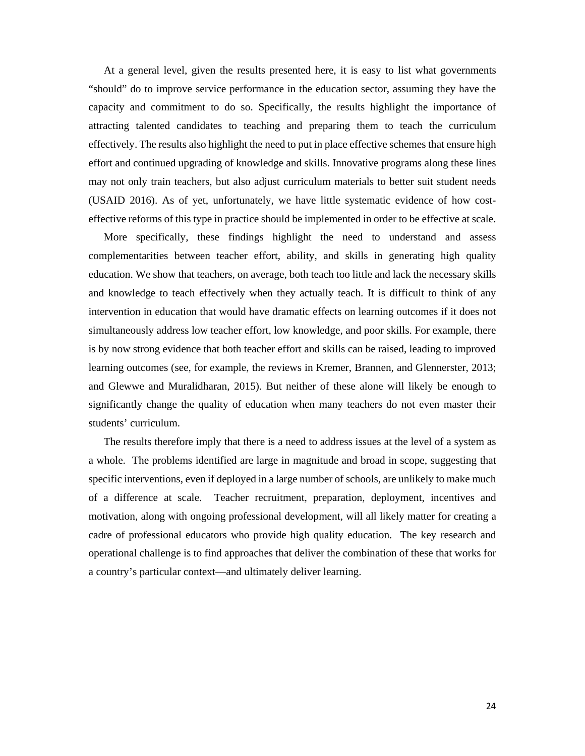At a general level, given the results presented here, it is easy to list what governments "should" do to improve service performance in the education sector, assuming they have the capacity and commitment to do so. Specifically, the results highlight the importance of attracting talented candidates to teaching and preparing them to teach the curriculum effectively. The results also highlight the need to put in place effective schemes that ensure high effort and continued upgrading of knowledge and skills. Innovative programs along these lines may not only train teachers, but also adjust curriculum materials to better suit student needs (USAID 2016). As of yet, unfortunately, we have little systematic evidence of how cost-effective reforms of this type in practice should be implemented in order to be effective at scale.

More specifically, these findings highlight the need to understand and assess complementarities between teacher effort, ability, and skills in generating high quality education. We show that teachers, on average, both teach too little and lack the necessary skills and knowledge to teach effectively when they actually teach. It is difficult to think of any intervention in education that would have dramatic effects on learning outcomes if it does not simultaneously address low teacher effort, low knowledge, and poor skills. For example, there is by now strong evidence that both teacher effort and skills can be raised, leading to improved learning outcomes (see, for example, the reviews in Kremer, Brannen, and Glennerster, 2013; and Glewwe and Muralidharan, 2015). But neither of these alone will likely be enough to significantly change the quality of education when many teachers do not even master their students' curriculum.

The results therefore imply that there is a need to address issues at the level of a system as a whole. The problems identified are large in magnitude and broad in scope, suggesting that specific interventions, even if deployed in a large number of schools, are unlikely to make much of a difference at scale. Teacher recruitment, preparation, deployment, incentives and motivation, along with ongoing professional development, will all likely matter for creating a cadre of professional educators who provide high quality education. The key research and operational challenge is to find approaches that deliver the combination of these that works for a country's particular context—and ultimately deliver learning.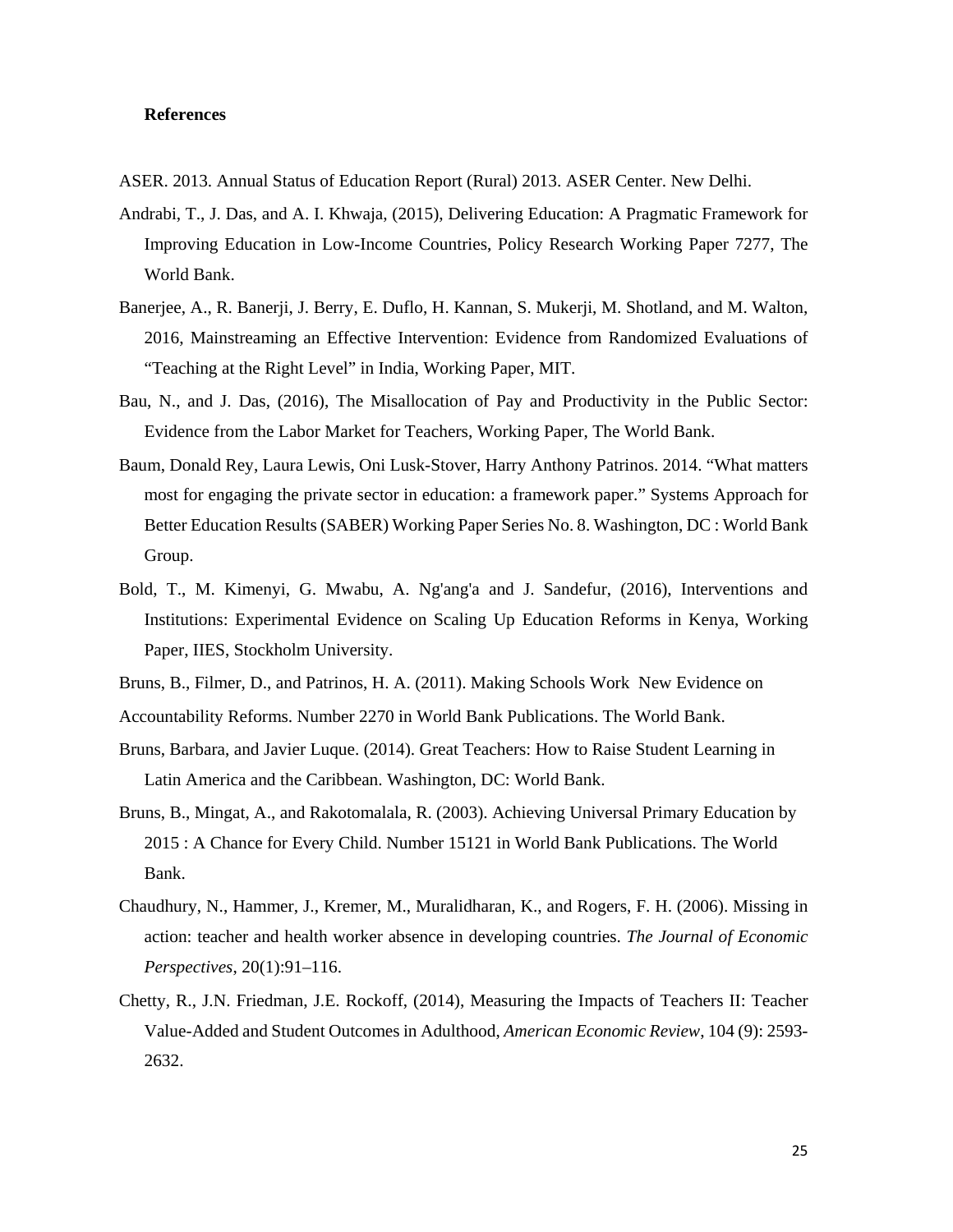**References**

ASER. 2013. Annual Status of Education Report (Rural) 2013. ASER Center. New Delhi.

Andrabi, T., J. Das, and A. I. Khwaja, (2015), Delivering Education: A Pragmatic Framework for Improving Education in Low-Income Countries, Policy Research Working Paper 7277, The World Bank.

Banerjee, A., R. Banerji, J. Berry, E. Duflo, H. Kannan, S. Mukerji, M. Shotland, and M. Walton, 2016, Mainstreaming an Effective Intervention: Evidence from Randomized Evaluations of "Teaching at the Right Level" in India, Working Paper, MIT.

Bau, N., and J. Das, (2016), The Misallocation of Pay and Productivity in the Public Sector: Evidence from the Labor Market for Teachers, Working Paper, The World Bank.

Baum, Donald Rey, Laura Lewis, Oni Lusk-Stover, Harry Anthony Patrinos. 2014. "What matters most for engaging the private sector in education: a framework paper." Systems Approach for Better Education Results (SABER) Working Paper Series No. 8. Washington, DC : World Bank Group.

Bold, T., M. Kimenyi, G. Mwabu, A. Ng'ang'a and J. Sandefur, (2016), Interventions and Institutions: Experimental Evidence on Scaling Up Education Reforms in Kenya, Working Paper, IIES, Stockholm University.

Bruns, B., Filmer, D., and Patrinos, H. A. (2011). Making Schools Work New Evidence on Accountability Reforms. Number 2270 in World Bank Publications. The World Bank.

Bruns, Barbara, and Javier Luque. (2014). Great Teachers: How to Raise Student Learning in Latin America and the Caribbean. Washington, DC: World Bank.

Bruns, B., Mingat, A., and Rakotomalala, R. (2003). Achieving Universal Primary Education by 2015 : A Chance for Every Child. Number 15121 in World Bank Publications. The World Bank.

Chaudhury, N., Hammer, J., Kremer, M., Muralidharan, K., and Rogers, F. H. (2006). Missing in action: teacher and health worker absence in developing countries. *The Journal of Economic Perspectives*, 20(1):91–116.

Chetty, R., J.N. Friedman, J.E. Rockoff, (2014), Measuring the Impacts of Teachers II: Teacher Value-Added and Student Outcomes in Adulthood, *American Economic Review*, 104 (9): 2593-2632.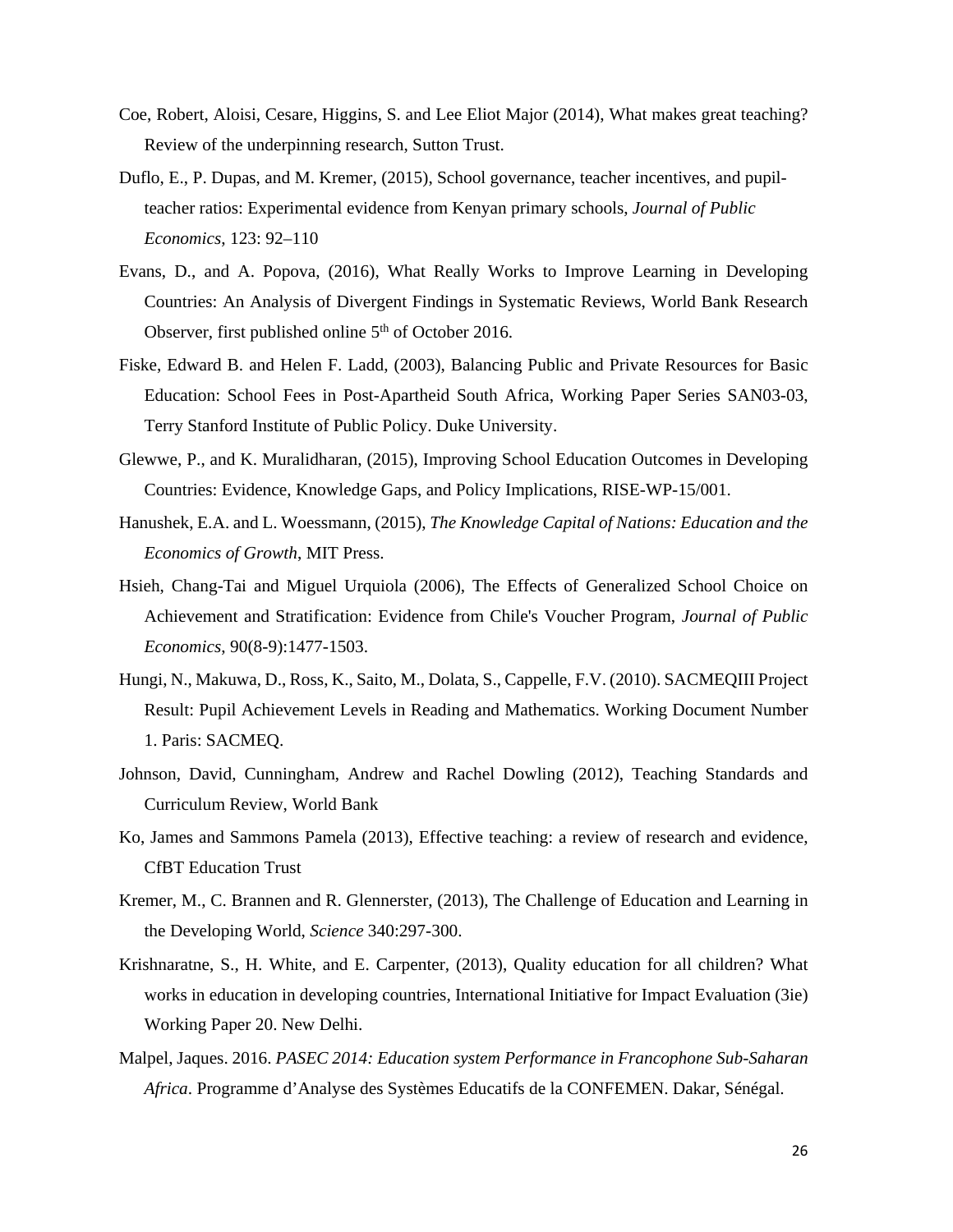Coe, Robert, Aloisi, Cesare, Higgins, S. and Lee Eliot Major (2014), What makes great teaching? Review of the underpinning research, Sutton Trust.

Duflo, E., P. Dupas, and M. Kremer, (2015), School governance, teacher incentives, and pupil-teacher ratios: Experimental evidence from Kenyan primary schools, *Journal of Public Economics*, 123: 92–110

Evans, D., and A. Popova, (2016), What Really Works to Improve Learning in Developing Countries: An Analysis of Divergent Findings in Systematic Reviews, World Bank Research Observer, first published online 5th of October 2016.

Fiske, Edward B. and Helen F. Ladd, (2003), Balancing Public and Private Resources for Basic Education: School Fees in Post-Apartheid South Africa, Working Paper Series SAN03-03, Terry Stanford Institute of Public Policy. Duke University.

Glewwe, P., and K. Muralidharan, (2015), Improving School Education Outcomes in Developing Countries: Evidence, Knowledge Gaps, and Policy Implications, RISE-WP-15/001.

Hanushek, E.A. and L. Woessmann, (2015), *The Knowledge Capital of Nations: Education and the Economics of Growth*, MIT Press.

Hsieh, Chang-Tai and Miguel Urquiola (2006), The Effects of Generalized School Choice on Achievement and Stratification: Evidence from Chile's Voucher Program, *Journal of Public Economics*, 90(8-9):1477-1503.

Hungi, N., Makuwa, D., Ross, K., Saito, M., Dolata, S., Cappelle, F.V. (2010). SACMEQIII Project Result: Pupil Achievement Levels in Reading and Mathematics. Working Document Number 1. Paris: SACMEQ.

Johnson, David, Cunningham, Andrew and Rachel Dowling (2012), Teaching Standards and Curriculum Review, World Bank

Ko, James and Sammons Pamela (2013), Effective teaching: a review of research and evidence, CfBT Education Trust

Kremer, M., C. Brannen and R. Glennerster, (2013), The Challenge of Education and Learning in the Developing World, *Science* 340:297-300.

Krishnaratne, S., H. White, and E. Carpenter, (2013), Quality education for all children? What works in education in developing countries, International Initiative for Impact Evaluation (3ie) Working Paper 20. New Delhi.

Malpel, Jaques. 2016. *PASEC 2014: Education system Performance in Francophone Sub-Saharan Africa*. Programme d'Analyse des Systèmes Educatifs de la CONFEMEN. Dakar, Sénégal.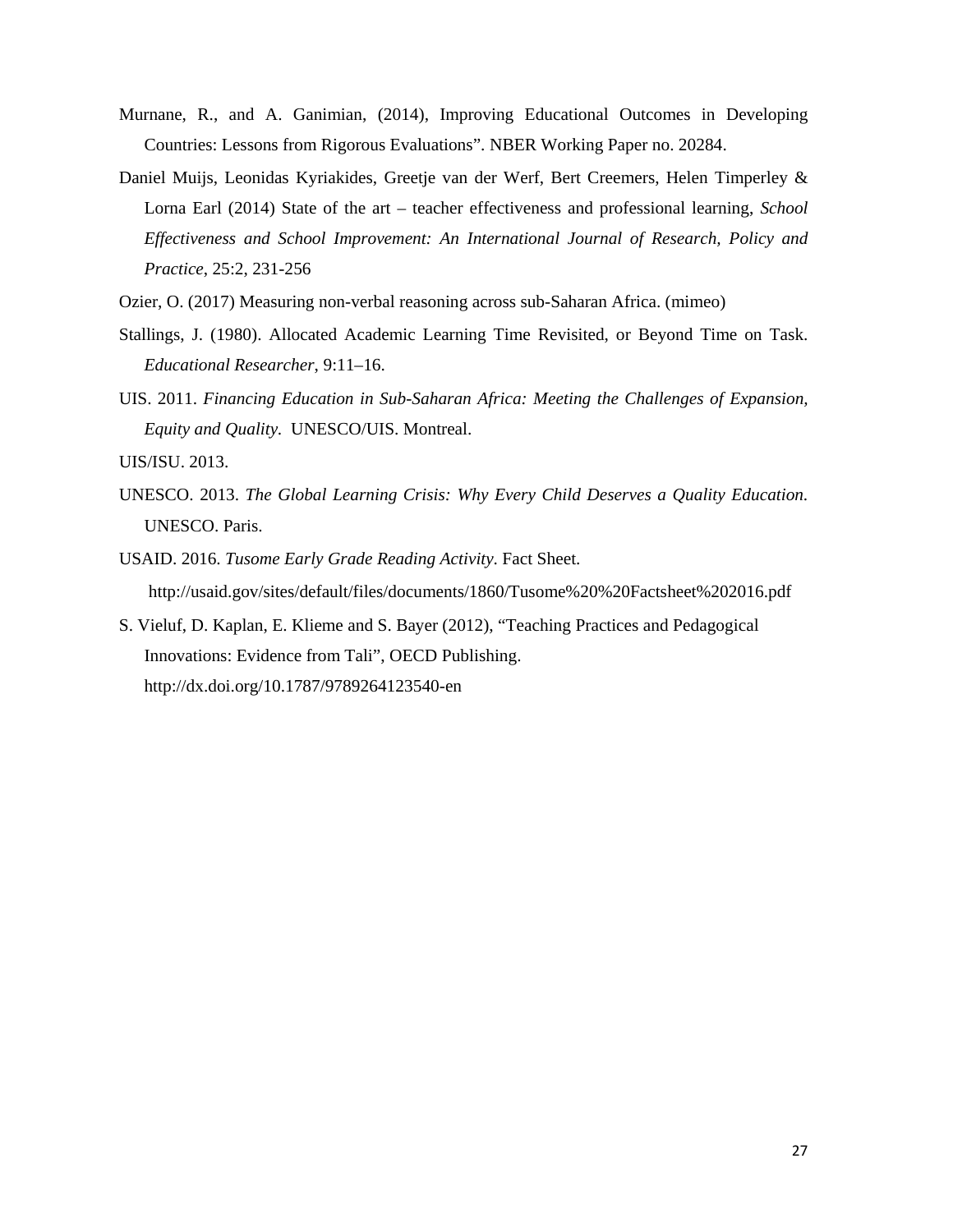Murnane, R., and A. Ganimian, (2014), Improving Educational Outcomes in Developing Countries: Lessons from Rigorous Evaluations". NBER Working Paper no. 20284.

Daniel Muijs, Leonidas Kyriakides, Greetje van der Werf, Bert Creemers, Helen Timperley & Lorna Earl (2014) State of the art – teacher effectiveness and professional learning, *School Effectiveness and School Improvement: An International Journal of Research, Policy and Practice*, 25:2, 231-256

Ozier, O. (2017) Measuring non-verbal reasoning across sub-Saharan Africa. (mimeo)

Stallings, J. (1980). Allocated Academic Learning Time Revisited, or Beyond Time on Task. *Educational Researcher*, 9:11–16.

UIS. 2011. *Financing Education in Sub-Saharan Africa: Meeting the Challenges of Expansion, Equity and Quality*. UNESCO/UIS. Montreal.

UIS/ISU. 2013.

UNESCO. 2013. *The Global Learning Crisis: Why Every Child Deserves a Quality Education*. UNESCO. Paris.

USAID. 2016. *Tusome Early Grade Reading Activity*. Fact Sheet. http://usaid.gov/sites/default/files/documents/1860/Tusome%20%20Factsheet%202016.pdf

S. Vieluf, D. Kaplan, E. Klieme and S. Bayer (2012), "Teaching Practices and Pedagogical Innovations: Evidence from Tali", OECD Publishing. http://dx.doi.org/10.1787/9789264123540-en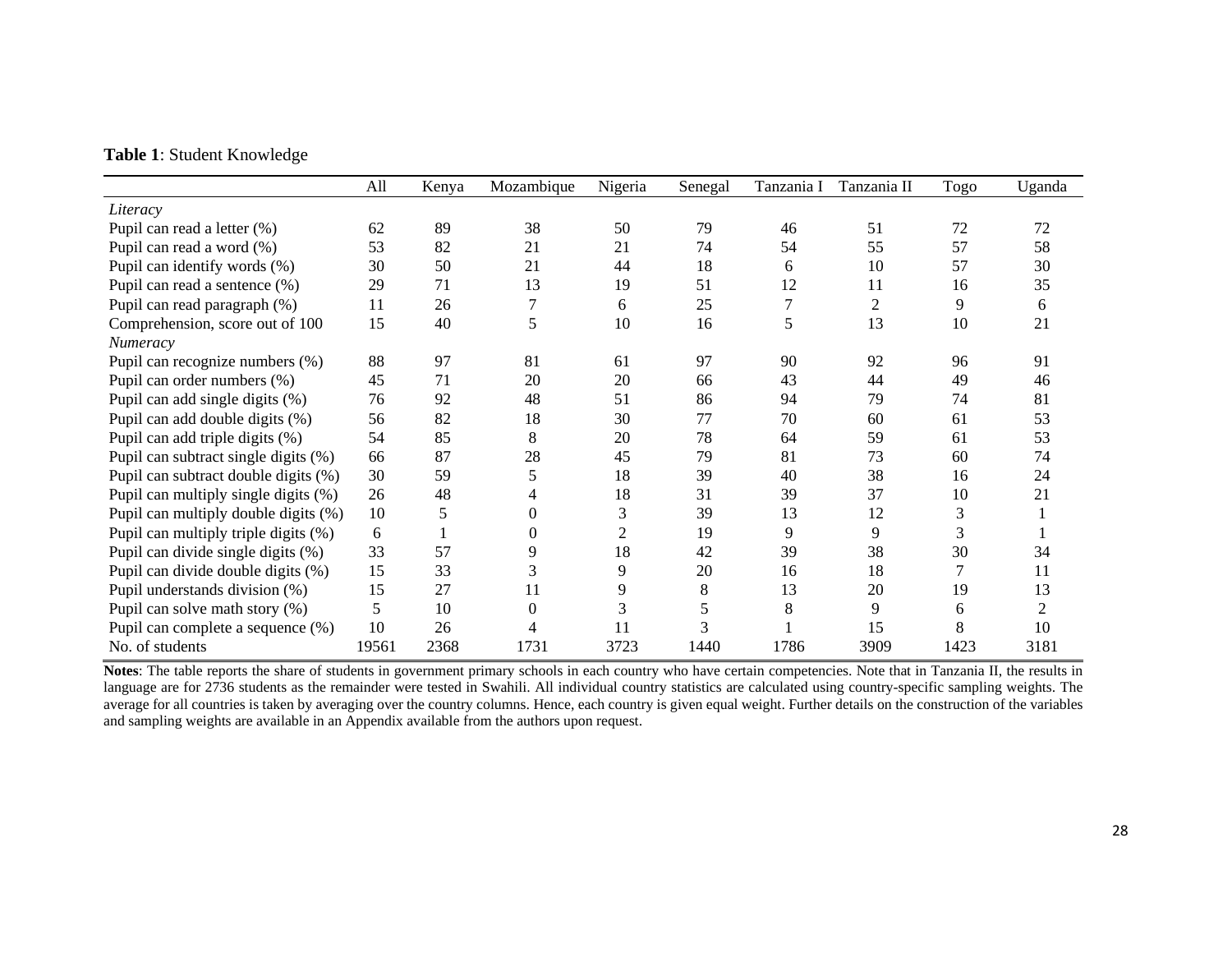**Table 1**: Student Knowledge

| | All | Kenya | Mozambique | Nigeria | Senegal | Tanzania I | Tanzania II | Togo | Uganda |
|---|---|---|---|---|---|---|---|---|---|
| *Literacy* | | | | | | | | | |
| Pupil can read a letter (%) | 62 | 89 | 38 | 50 | 79 | 46 | 51 | 72 | 72 |
| Pupil can read a word (%) | 53 | 82 | 21 | 21 | 74 | 54 | 55 | 57 | 58 |
| Pupil can identify words (%) | 30 | 50 | 21 | 44 | 18 | 6 | 10 | 57 | 30 |
| Pupil can read a sentence (%) | 29 | 71 | 13 | 19 | 51 | 12 | 11 | 16 | 35 |
| Pupil can read paragraph (%) | 11 | 26 | 7 | 6 | 25 | 7 | 2 | 9 | 6 |
| Comprehension, score out of 100 | 15 | 40 | 5 | 10 | 16 | 5 | 13 | 10 | 21 |
| *Numeracy* | | | | | | | | | |
| Pupil can recognize numbers (%) | 88 | 97 | 81 | 61 | 97 | 90 | 92 | 96 | 91 |
| Pupil can order numbers (%) | 45 | 71 | 20 | 20 | 66 | 43 | 44 | 49 | 46 |
| Pupil can add single digits (%) | 76 | 92 | 48 | 51 | 86 | 94 | 79 | 74 | 81 |
| Pupil can add double digits (%) | 56 | 82 | 18 | 30 | 77 | 70 | 60 | 61 | 53 |
| Pupil can add triple digits (%) | 54 | 85 | 8 | 20 | 78 | 64 | 59 | 61 | 53 |
| Pupil can subtract single digits (%) | 66 | 87 | 28 | 45 | 79 | 81 | 73 | 60 | 74 |
| Pupil can subtract double digits (%) | 30 | 59 | 5 | 18 | 39 | 40 | 38 | 16 | 24 |
| Pupil can multiply single digits (%) | 26 | 48 | 4 | 18 | 31 | 39 | 37 | 10 | 21 |
| Pupil can multiply double digits (%) | 10 | 5 | 0 | 3 | 39 | 13 | 12 | 3 | 1 |
| Pupil can multiply triple digits (%) | 6 | 1 | 0 | 2 | 19 | 9 | 9 | 3 | 1 |
| Pupil can divide single digits (%) | 33 | 57 | 9 | 18 | 42 | 39 | 38 | 30 | 34 |
| Pupil can divide double digits (%) | 15 | 33 | 3 | 9 | 20 | 16 | 18 | 7 | 11 |
| Pupil understands division (%) | 15 | 27 | 11 | 9 | 8 | 13 | 20 | 19 | 13 |
| Pupil can solve math story (%) | 5 | 10 | 0 | 3 | 5 | 8 | 9 | 6 | 2 |
| Pupil can complete a sequence (%) | 10 | 26 | 4 | 11 | 3 | 1 | 15 | 8 | 10 |
| No. of students | 19561 | 2368 | 1731 | 3723 | 1440 | 1786 | 3909 | 1423 | 3181 |

**Notes**: The table reports the share of students in government primary schools in each country who have certain competencies. Note that in Tanzania II, the results in language are for 2736 students as the remainder were tested in Swahili. All individual country statistics are calculated using country-specific sampling weights. The average for all countries is taken by averaging over the country columns. Hence, each country is given equal weight. Further details on the construction of the variables and sampling weights are available in an Appendix available from the authors upon request.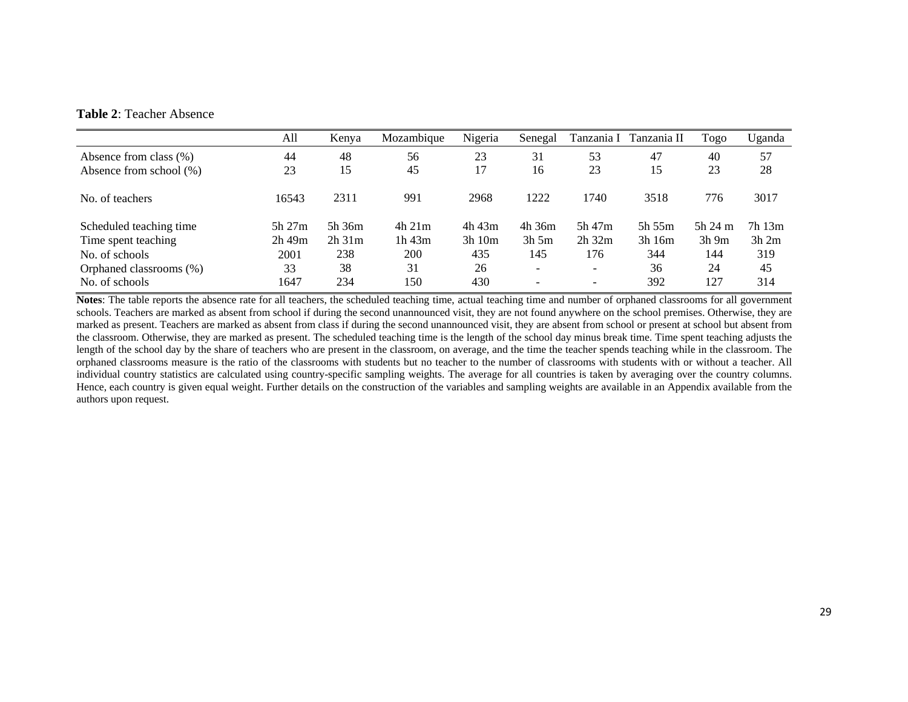**Table 2**: Teacher Absence

| | All | Kenya | Mozambique | Nigeria | Senegal | Tanzania I | Tanzania II | Togo | Uganda |
|---|---|---|---|---|---|---|---|---|---|
| Absence from class (%) | 44 | 48 | 56 | 23 | 31 | 53 | 47 | 40 | 57 |
| Absence from school (%) | 23 | 15 | 45 | 17 | 16 | 23 | 15 | 23 | 28 |
| No. of teachers | 16543 | 2311 | 991 | 2968 | 1222 | 1740 | 3518 | 776 | 3017 |
| Scheduled teaching time | 5h 27m | 5h 36m | 4h 21m | 4h 43m | 4h 36m | 5h 47m | 5h 55m | 5h 24 m | 7h 13m |
| Time spent teaching | 2h 49m | 2h 31m | 1h 43m | 3h 10m | 3h 5m | 2h 32m | 3h 16m | 3h 9m | 3h 2m |
| No. of schools | 2001 | 238 | 200 | 435 | 145 | 176 | 344 | 144 | 319 |
| Orphaned classrooms (%) | 33 | 38 | 31 | 26 | - | - | 36 | 24 | 45 |
| No. of schools | 1647 | 234 | 150 | 430 | - | - | 392 | 127 | 314 |

**Notes**: The table reports the absence rate for all teachers, the scheduled teaching time, actual teaching time and number of orphaned classrooms for all government schools. Teachers are marked as absent from school if during the second unannounced visit, they are not found anywhere on the school premises. Otherwise, they are marked as present. Teachers are marked as absent from class if during the second unannounced visit, they are absent from school or present at school but absent from the classroom. Otherwise, they are marked as present. The scheduled teaching time is the length of the school day minus break time. Time spent teaching adjusts the length of the school day by the share of teachers who are present in the classroom, on average, and the time the teacher spends teaching while in the classroom. The orphaned classrooms measure is the ratio of the classrooms with students but no teacher to the number of classrooms with students with or without a teacher. All individual country statistics are calculated using country-specific sampling weights. The average for all countries is taken by averaging over the country columns. Hence, each country is given equal weight. Further details on the construction of the variables and sampling weights are available in an Appendix available from the authors upon request.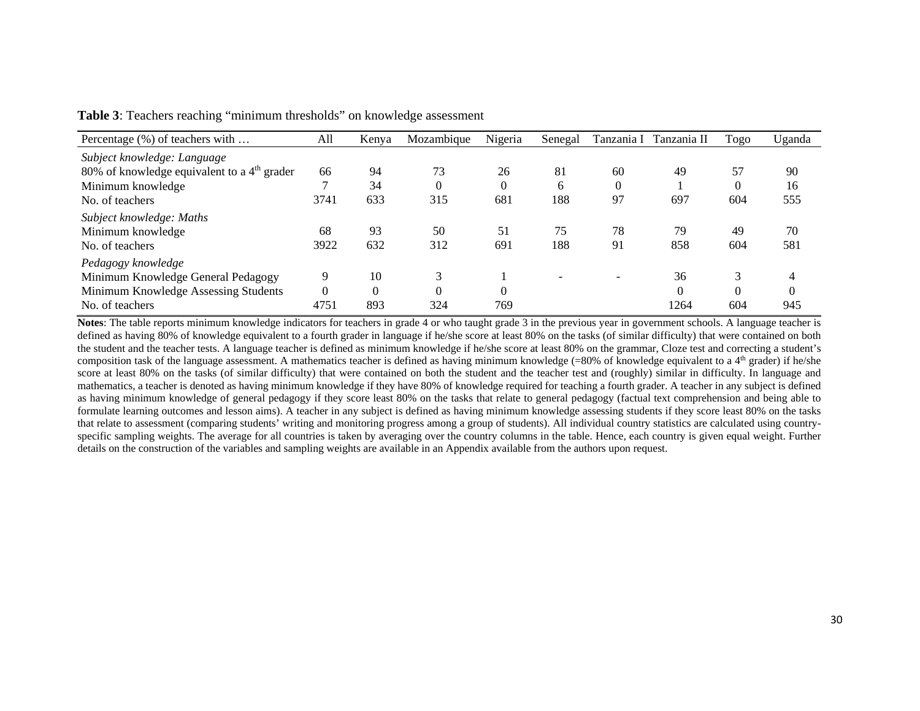**Table 3**: Teachers reaching "minimum thresholds" on knowledge assessment

| Percentage (%) of teachers with … | All | Kenya | Mozambique | Nigeria | Senegal | Tanzania I | Tanzania II | Togo | Uganda |
|---|---|---|---|---|---|---|---|---|---|
| *Subject knowledge: Language* | | | | | | | | | |
| 80% of knowledge equivalent to a 4th grader | 66 | 94 | 73 | 26 | 81 | 60 | 49 | 57 | 90 |
| Minimum knowledge | 7 | 34 | 0 | 0 | 6 | 0 | 1 | 0 | 16 |
| No. of teachers | 3741 | 633 | 315 | 681 | 188 | 97 | 697 | 604 | 555 |
| *Subject knowledge: Maths* | | | | | | | | | |
| Minimum knowledge | 68 | 93 | 50 | 51 | 75 | 78 | 79 | 49 | 70 |
| No. of teachers | 3922 | 632 | 312 | 691 | 188 | 91 | 858 | 604 | 581 |
| *Pedagogy knowledge* | | | | | | | | | |
| Minimum Knowledge General Pedagogy | 9 | 10 | 3 | 1 | - | - | 36 | 3 | 4 |
| Minimum Knowledge Assessing Students | 0 | 0 | 0 | 0 | | | 0 | 0 | 0 |
| No. of teachers | 4751 | 893 | 324 | 769 | | | 1264 | 604 | 945 |

**Notes**: The table reports minimum knowledge indicators for teachers in grade 4 or who taught grade 3 in the previous year in government schools. A language teacher is defined as having 80% of knowledge equivalent to a fourth grader in language if he/she score at least 80% on the tasks (of similar difficulty) that were contained on both the student and the teacher tests. A language teacher is defined as minimum knowledge if he/she score at least 80% on the grammar, Cloze test and correcting a student's composition task of the language assessment. A mathematics teacher is defined as having minimum knowledge (=80% of knowledge equivalent to a 4th grader) if he/she score at least 80% on the tasks (of similar difficulty) that were contained on both the student and the teacher test and (roughly) similar in difficulty. In language and mathematics, a teacher is denoted as having minimum knowledge if they have 80% of knowledge required for teaching a fourth grader. A teacher in any subject is defined as having minimum knowledge of general pedagogy if they score least 80% on the tasks that relate to general pedagogy (factual text comprehension and being able to formulate learning outcomes and lesson aims). A teacher in any subject is defined as having minimum knowledge assessing students if they score least 80% on the tasks that relate to assessment (comparing students' writing and monitoring progress among a group of students). All individual country statistics are calculated using country-specific sampling weights. The average for all countries is taken by averaging over the country columns in the table. Hence, each country is given equal weight. Further details on the construction of the variables and sampling weights are available in an Appendix available from the authors upon request.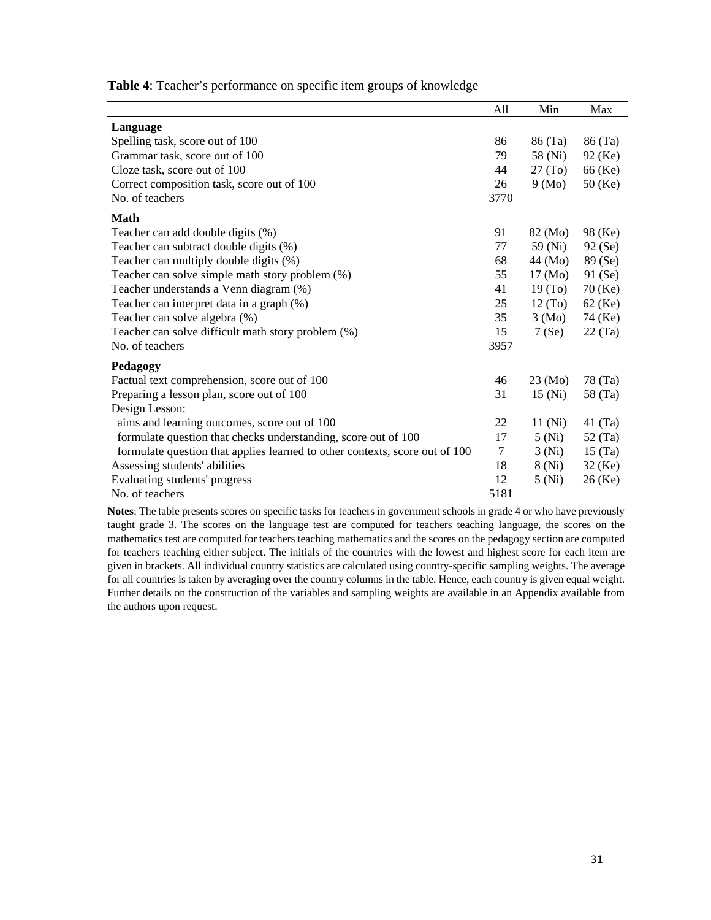**Table 4**: Teacher's performance on specific item groups of knowledge

| | All | Min | Max |
|---|---|---|---|
| **Language** | | | |
| Spelling task, score out of 100 | 86 | 86 (Ta) | 86 (Ta) |
| Grammar task, score out of 100 | 79 | 58 (Ni) | 92 (Ke) |
| Cloze task, score out of 100 | 44 | 27 (To) | 66 (Ke) |
| Correct composition task, score out of 100 | 26 | 9 (Mo) | 50 (Ke) |
| No. of teachers | 3770 | | |
| **Math** | | | |
| Teacher can add double digits (%) | 91 | 82 (Mo) | 98 (Ke) |
| Teacher can subtract double digits (%) | 77 | 59 (Ni) | 92 (Se) |
| Teacher can multiply double digits (%) | 68 | 44 (Mo) | 89 (Se) |
| Teacher can solve simple math story problem (%) | 55 | 17 (Mo) | 91 (Se) |
| Teacher understands a Venn diagram (%) | 41 | 19 (To) | 70 (Ke) |
| Teacher can interpret data in a graph (%) | 25 | 12 (To) | 62 (Ke) |
| Teacher can solve algebra (%) | 35 | 3 (Mo) | 74 (Ke) |
| Teacher can solve difficult math story problem (%) | 15 | 7 (Se) | 22 (Ta) |
| No. of teachers | 3957 | | |
| **Pedagogy** | | | |
| Factual text comprehension, score out of 100 | 46 | 23 (Mo) | 78 (Ta) |
| Preparing a lesson plan, score out of 100 | 31 | 15 (Ni) | 58 (Ta) |
| Design Lesson: | | | |
| aims and learning outcomes, score out of 100 | 22 | 11 (Ni) | 41 (Ta) |
| formulate question that checks understanding, score out of 100 | 17 | 5 (Ni) | 52 (Ta) |
| formulate question that applies learned to other contexts, score out of 100 | 7 | 3 (Ni) | 15 (Ta) |
| Assessing students' abilities | 18 | 8 (Ni) | 32 (Ke) |
| Evaluating students' progress | 12 | 5 (Ni) | 26 (Ke) |
| No. of teachers | 5181 | | |

**Notes**: The table presents scores on specific tasks for teachers in government schools in grade 4 or who have previously taught grade 3. The scores on the language test are computed for teachers teaching language, the scores on the mathematics test are computed for teachers teaching mathematics and the scores on the pedagogy section are computed for teachers teaching either subject. The initials of the countries with the lowest and highest score for each item are given in brackets. All individual country statistics are calculated using country-specific sampling weights. The average for all countries is taken by averaging over the country columns in the table. Hence, each country is given equal weight. Further details on the construction of the variables and sampling weights are available in an Appendix available from the authors upon request.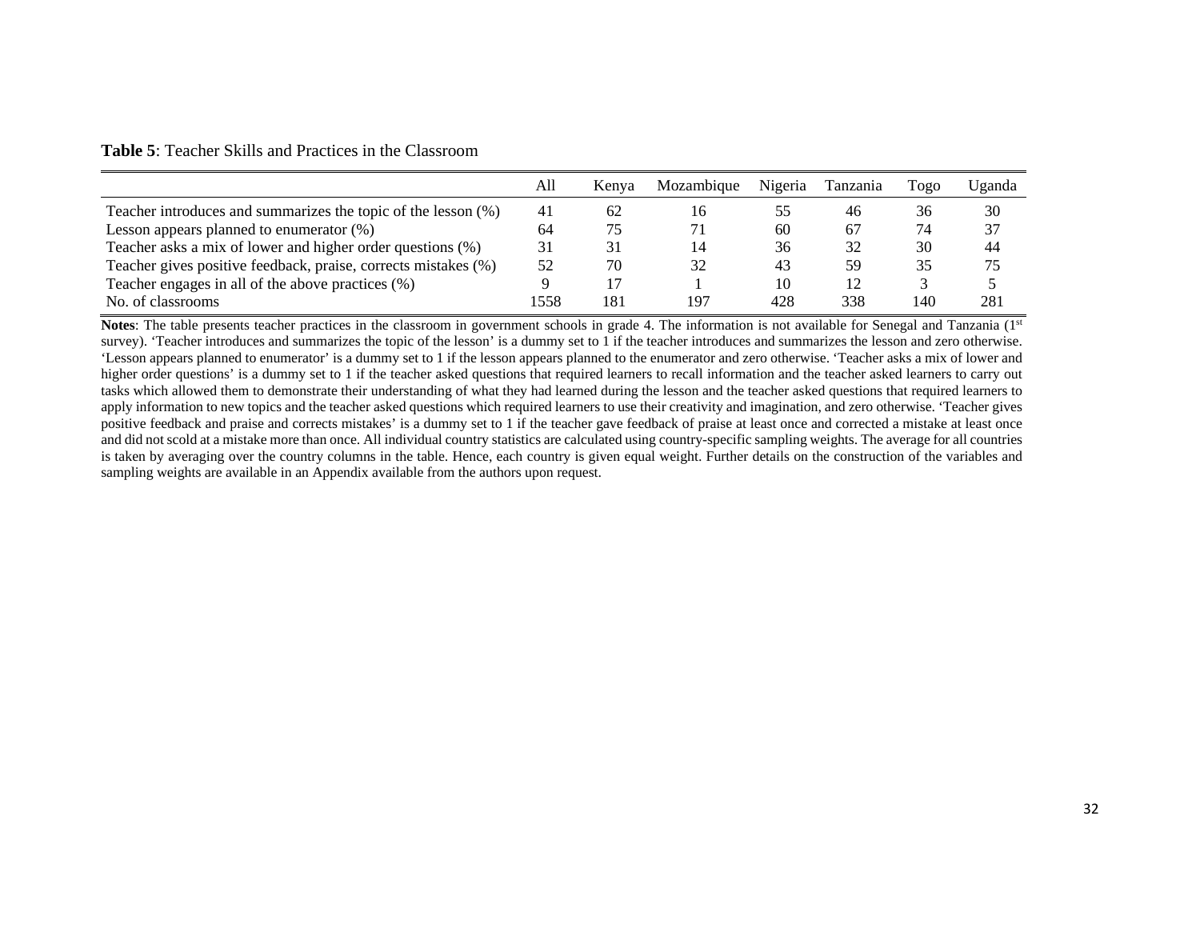**Table 5**: Teacher Skills and Practices in the Classroom

| | All | Kenya | Mozambique | Nigeria | Tanzania | Togo | Uganda |
|---|---|---|---|---|---|---|---|
| Teacher introduces and summarizes the topic of the lesson (%) | 41 | 62 | 16 | 55 | 46 | 36 | 30 |
| Lesson appears planned to enumerator (%) | 64 | 75 | 71 | 60 | 67 | 74 | 37 |
| Teacher asks a mix of lower and higher order questions (%) | 31 | 31 | 14 | 36 | 32 | 30 | 44 |
| Teacher gives positive feedback, praise, corrects mistakes (%) | 52 | 70 | 32 | 43 | 59 | 35 | 75 |
| Teacher engages in all of the above practices (%) | 9 | 17 | 1 | 10 | 12 | 3 | 5 |
| No. of classrooms | 1558 | 181 | 197 | 428 | 338 | 140 | 281 |

**Notes**: The table presents teacher practices in the classroom in government schools in grade 4. The information is not available for Senegal and Tanzania (1st survey). 'Teacher introduces and summarizes the topic of the lesson' is a dummy set to 1 if the teacher introduces and summarizes the lesson and zero otherwise. 'Lesson appears planned to enumerator' is a dummy set to 1 if the lesson appears planned to the enumerator and zero otherwise. 'Teacher asks a mix of lower and higher order questions' is a dummy set to 1 if the teacher asked questions that required learners to recall information and the teacher asked learners to carry out tasks which allowed them to demonstrate their understanding of what they had learned during the lesson and the teacher asked questions that required learners to apply information to new topics and the teacher asked questions which required learners to use their creativity and imagination, and zero otherwise. 'Teacher gives positive feedback and praise and corrects mistakes' is a dummy set to 1 if the teacher gave feedback of praise at least once and corrected a mistake at least once and did not scold at a mistake more than once. All individual country statistics are calculated using country-specific sampling weights. The average for all countries is taken by averaging over the country columns in the table. Hence, each country is given equal weight. Further details on the construction of the variables and sampling weights are available in an Appendix available from the authors upon request.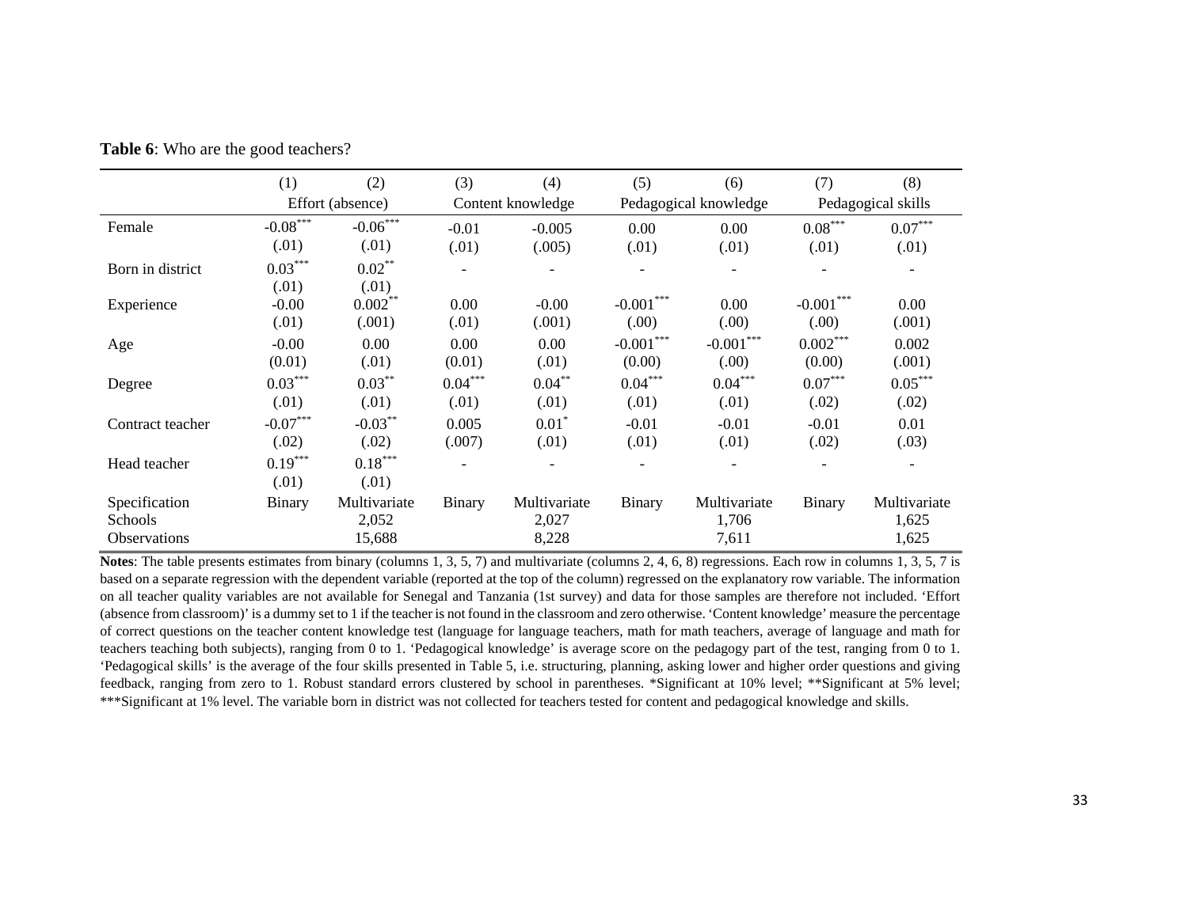**Table 6**: Who are the good teachers?

| | (1) | (2) | (3) | (4) | (5) | (6) | (7) | (8) |
|---|---|---|---|---|---|---|---|---|
| | Effort (absence) | | Content knowledge | | Pedagogical knowledge | | Pedagogical skills | |
| Female | -0.08*** | -0.06*** | -0.01 | -0.005 | 0.00 | 0.00 | 0.08*** | 0.07*** |
| | (.01) | (.01) | (.01) | (.005) | (.01) | (.01) | (.01) | (.01) |
| Born in district | 0.03*** | 0.02** | - | - | - | - | - | - |
| | (.01) | (.01) | | | | | | |
| Experience | -0.00 | 0.002** | 0.00 | -0.00 | -0.001*** | 0.00 | -0.001*** | 0.00 |
| | (.01) | (.001) | (.01) | (.001) | (.00) | (.00) | (.00) | (.001) |
| Age | -0.00 | 0.00 | 0.00 | 0.00 | -0.001*** | -0.001*** | 0.002*** | 0.002 |
| | (0.01) | (.01) | (0.01) | (.01) | (0.00) | (.00) | (0.00) | (.001) |
| Degree | 0.03*** | 0.03** | 0.04*** | 0.04** | 0.04*** | 0.04*** | 0.07*** | 0.05*** |
| | (.01) | (.01) | (.01) | (.01) | (.01) | (.01) | (.02) | (.02) |
| Contract teacher | -0.07*** | -0.03** | 0.005 | 0.01* | -0.01 | -0.01 | -0.01 | 0.01 |
| | (.02) | (.02) | (.007) | (.01) | (.01) | (.01) | (.02) | (.03) |
| Head teacher | 0.19*** | 0.18*** | - | - | - | - | - | - |
| | (.01) | (.01) | | | | | | |
| Specification | Binary | Multivariate | Binary | Multivariate | Binary | Multivariate | Binary | Multivariate |
| Schools | | 2,052 | | 2,027 | | 1,706 | | 1,625 |
| Observations | | 15,688 | | 8,228 | | 7,611 | | 1,625 |

**Notes**: The table presents estimates from binary (columns 1, 3, 5, 7) and multivariate (columns 2, 4, 6, 8) regressions. Each row in columns 1, 3, 5, 7 is based on a separate regression with the dependent variable (reported at the top of the column) regressed on the explanatory row variable. The information on all teacher quality variables are not available for Senegal and Tanzania (1st survey) and data for those samples are therefore not included. 'Effort (absence from classroom)' is a dummy set to 1 if the teacher is not found in the classroom and zero otherwise. 'Content knowledge' measure the percentage of correct questions on the teacher content knowledge test (language for language teachers, math for math teachers, average of language and math for teachers teaching both subjects), ranging from 0 to 1. 'Pedagogical knowledge' is average score on the pedagogy part of the test, ranging from 0 to 1. 'Pedagogical skills' is the average of the four skills presented in Table 5, i.e. structuring, planning, asking lower and higher order questions and giving feedback, ranging from zero to 1. Robust standard errors clustered by school in parentheses. *Significant at 10% level; **Significant at 5% level; ***Significant at 1% level. The variable born in district was not collected for teachers tested for content and pedagogical knowledge and skills.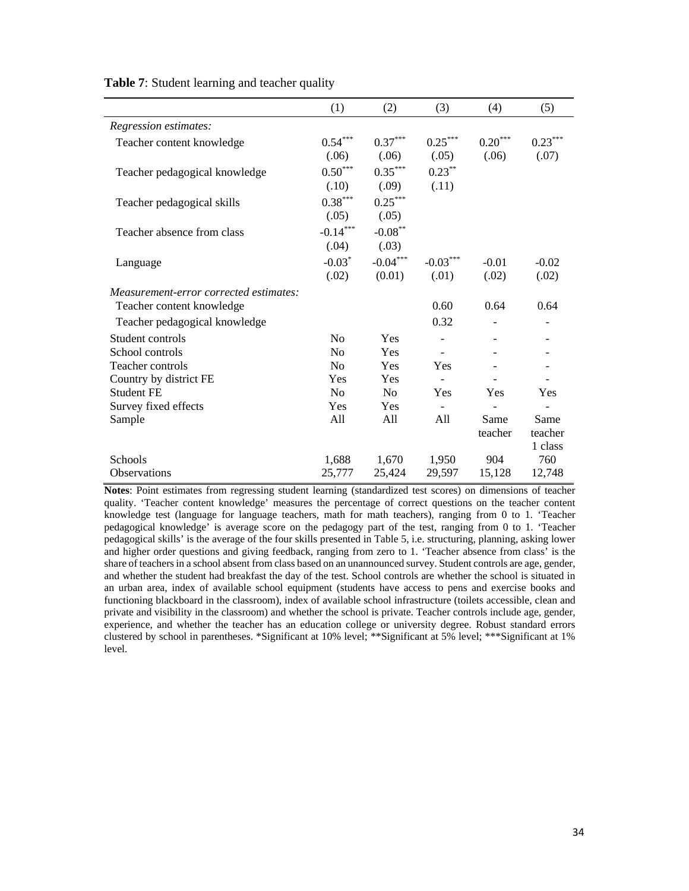**Table 7**: Student learning and teacher quality

| | (1) | (2) | (3) | (4) | (5) |
|---|---|---|---|---|---|
| *Regression estimates:* | | | | | |
| Teacher content knowledge | $0.54^{***}$ | $0.37^{***}$ | $0.25^{***}$ | $0.20^{***}$ | $0.23^{***}$ |
| | (.06) | (.06) | (.05) | (.06) | (.07) |
| Teacher pedagogical knowledge | $0.50^{***}$ | $0.35^{***}$ | $0.23^{**}$ | | |
| | (.10) | (.09) | (.11) | | |
| Teacher pedagogical skills | $0.38^{***}$ | $0.25^{***}$ | | | |
| | (.05) | (.05) | | | |
| Teacher absence from class | $-0.14^{***}$ | $-0.08^{**}$ | | | |
| | (.04) | (.03) | | | |
| Language | $-0.03^{*}$ | $-0.04^{***}$ | $-0.03^{***}$ | -0.01 | -0.02 |
| | (.02) | (0.01) | (.01) | (.02) | (.02) |
| *Measurement-error corrected estimates:* | | | | | |
| Teacher content knowledge | | | 0.60 | 0.64 | 0.64 |
| Teacher pedagogical knowledge | | | 0.32 | - | - |
| Student controls | No | Yes | - | - | - |
| School controls | No | Yes | - | - | - |
| Teacher controls | No | Yes | Yes | - | - |
| Country by district FE | Yes | Yes | - | - | - |
| Student FE | No | No | Yes | Yes | Yes |
| Survey fixed effects | Yes | Yes | - | - | - |
| Sample | All | All | All | Same teacher | Same teacher 1 class |
| Schools | 1,688 | 1,670 | 1,950 | 904 | 760 |
| Observations | 25,777 | 25,424 | 29,597 | 15,128 | 12,748 |

**Notes**: Point estimates from regressing student learning (standardized test scores) on dimensions of teacher quality. 'Teacher content knowledge' measures the percentage of correct questions on the teacher content knowledge test (language for language teachers, math for math teachers), ranging from 0 to 1. 'Teacher pedagogical knowledge' is average score on the pedagogy part of the test, ranging from 0 to 1. 'Teacher pedagogical skills' is the average of the four skills presented in Table 5, i.e. structuring, planning, asking lower and higher order questions and giving feedback, ranging from zero to 1. 'Teacher absence from class' is the share of teachers in a school absent from class based on an unannounced survey. Student controls are age, gender, and whether the student had breakfast the day of the test. School controls are whether the school is situated in an urban area, index of available school equipment (students have access to pens and exercise books and functioning blackboard in the classroom), index of available school infrastructure (toilets accessible, clean and private and visibility in the classroom) and whether the school is private. Teacher controls include age, gender, experience, and whether the teacher has an education college or university degree. Robust standard errors clustered by school in parentheses. *Significant at 10% level; **Significant at 5% level; ***Significant at 1% level.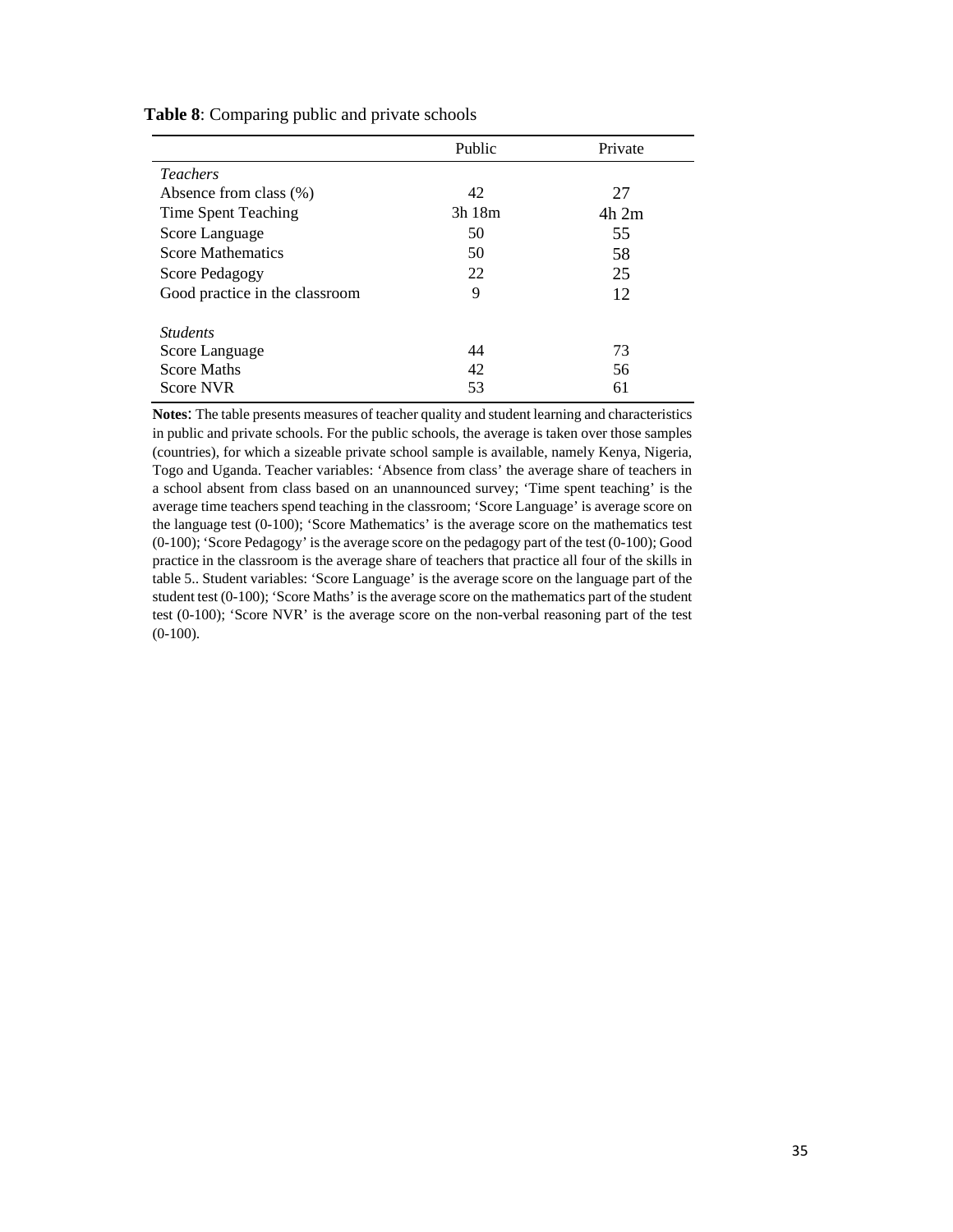**Table 8**: Comparing public and private schools

| | Public | Private |
|---|---|---|
| *Teachers* | | |
| Absence from class (%) | 42 | 27 |
| Time Spent Teaching | 3h 18m | 4h 2m |
| Score Language | 50 | 55 |
| Score Mathematics | 50 | 58 |
| Score Pedagogy | 22 | 25 |
| Good practice in the classroom | 9 | 12 |
| *Students* | | |
| Score Language | 44 | 73 |
| Score Maths | 42 | 56 |
| Score NVR | 53 | 61 |

**Notes**: The table presents measures of teacher quality and student learning and characteristics in public and private schools. For the public schools, the average is taken over those samples (countries), for which a sizeable private school sample is available, namely Kenya, Nigeria, Togo and Uganda. Teacher variables: 'Absence from class' the average share of teachers in a school absent from class based on an unannounced survey; 'Time spent teaching' is the average time teachers spend teaching in the classroom; 'Score Language' is average score on the language test (0-100); 'Score Mathematics' is the average score on the mathematics test (0-100); 'Score Pedagogy' is the average score on the pedagogy part of the test (0-100); Good practice in the classroom is the average share of teachers that practice all four of the skills in table 5.. Student variables: 'Score Language' is the average score on the language part of the student test (0-100); 'Score Maths' is the average score on the mathematics part of the student test (0-100); 'Score NVR' is the average score on the non-verbal reasoning part of the test (0-100).